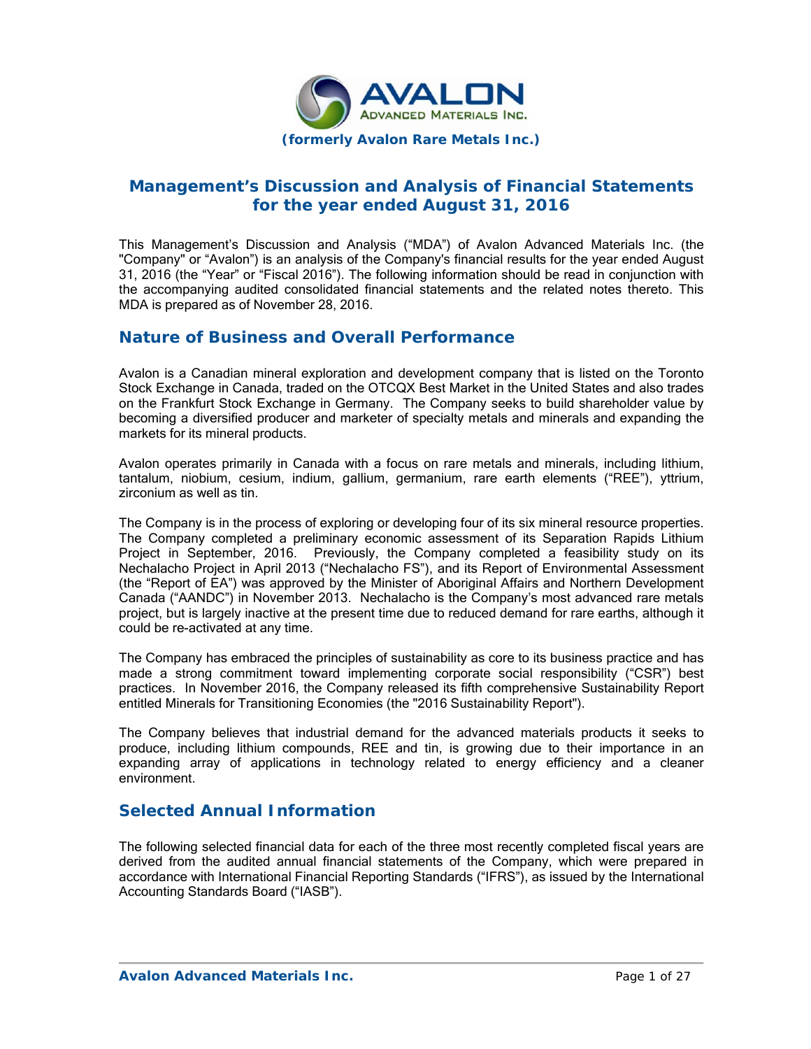**(formerly Avalon Rare Metals Inc.)**

# Management's Discussion and Analysis of Financial Statements for the year ended August 31, 2016

This Management's Discussion and Analysis ("MDA") of Avalon Advanced Materials Inc. (the "Company" or "Avalon") is an analysis of the Company's financial results for the year ended August 31, 2016 (the "Year" or "Fiscal 2016"). The following information should be read in conjunction with the accompanying audited consolidated financial statements and the related notes thereto. This MDA is prepared as of November 28, 2016.

## Nature of Business and Overall Performance

Avalon is a Canadian mineral exploration and development company that is listed on the Toronto Stock Exchange in Canada, traded on the OTCQX Best Market in the United States and also trades on the Frankfurt Stock Exchange in Germany. The Company seeks to build shareholder value by becoming a diversified producer and marketer of specialty metals and minerals and expanding the markets for its mineral products.

Avalon operates primarily in Canada with a focus on rare metals and minerals, including lithium, tantalum, niobium, cesium, indium, gallium, germanium, rare earth elements ("REE"), yttrium, zirconium as well as tin.

The Company is in the process of exploring or developing four of its six mineral resource properties. The Company completed a preliminary economic assessment of its Separation Rapids Lithium Project in September, 2016. Previously, the Company completed a feasibility study on its Nechalacho Project in April 2013 ("Nechalacho FS"), and its Report of Environmental Assessment (the "Report of EA") was approved by the Minister of Aboriginal Affairs and Northern Development Canada ("AANDC") in November 2013. Nechalacho is the Company's most advanced rare metals project, but is largely inactive at the present time due to reduced demand for rare earths, although it could be re-activated at any time.

The Company has embraced the principles of sustainability as core to its business practice and has made a strong commitment toward implementing corporate social responsibility ("CSR") best practices. In November 2016, the Company released its fifth comprehensive Sustainability Report entitled Minerals for Transitioning Economies (the "2016 Sustainability Report").

The Company believes that industrial demand for the advanced materials products it seeks to produce, including lithium compounds, REE and tin, is growing due to their importance in an expanding array of applications in technology related to energy efficiency and a cleaner environment.

## Selected Annual Information

The following selected financial data for each of the three most recently completed fiscal years are derived from the audited annual financial statements of the Company, which were prepared in accordance with International Financial Reporting Standards ("IFRS"), as issued by the International Accounting Standards Board ("IASB").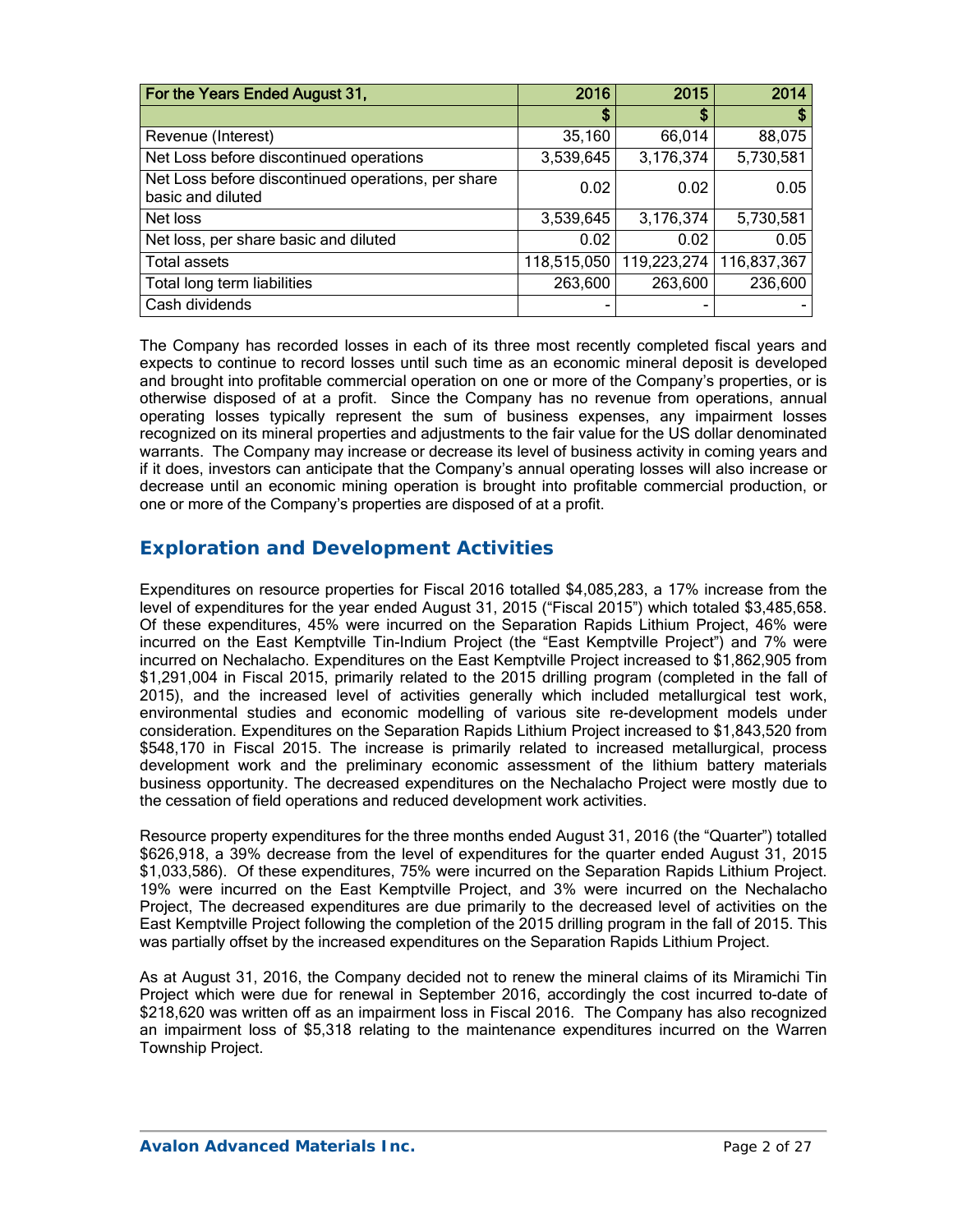| For the Years Ended August 31, | 2016 | 2015 | 2014 |
|---|---|---|---|
| | $ | $ | $ |
| Revenue (Interest) | 35,160 | 66,014 | 88,075 |
| Net Loss before discontinued operations | 3,539,645 | 3,176,374 | 5,730,581 |
| Net Loss before discontinued operations, per share basic and diluted | 0.02 | 0.02 | 0.05 |
| Net loss | 3,539,645 | 3,176,374 | 5,730,581 |
| Net loss, per share basic and diluted | 0.02 | 0.02 | 0.05 |
| Total assets | 118,515,050 | 119,223,274 | 116,837,367 |
| Total long term liabilities | 263,600 | 263,600 | 236,600 |
| Cash dividends | - | - | - |

The Company has recorded losses in each of its three most recently completed fiscal years and expects to continue to record losses until such time as an economic mineral deposit is developed and brought into profitable commercial operation on one or more of the Company's properties, or is otherwise disposed of at a profit. Since the Company has no revenue from operations, annual operating losses typically represent the sum of business expenses, any impairment losses recognized on its mineral properties and adjustments to the fair value for the US dollar denominated warrants. The Company may increase or decrease its level of business activity in coming years and if it does, investors can anticipate that the Company's annual operating losses will also increase or decrease until an economic mining operation is brought into profitable commercial production, or one or more of the Company's properties are disposed of at a profit.

## Exploration and Development Activities

Expenditures on resource properties for Fiscal 2016 totalled $4,085,283, a 17% increase from the level of expenditures for the year ended August 31, 2015 ("Fiscal 2015") which totaled $3,485,658. Of these expenditures, 45% were incurred on the Separation Rapids Lithium Project, 46% were incurred on the East Kemptville Tin-Indium Project (the "East Kemptville Project") and 7% were incurred on Nechalacho. Expenditures on the East Kemptville Project increased to $1,862,905 from $1,291,004 in Fiscal 2015, primarily related to the 2015 drilling program (completed in the fall of 2015), and the increased level of activities generally which included metallurgical test work, environmental studies and economic modelling of various site re-development models under consideration. Expenditures on the Separation Rapids Lithium Project increased to $1,843,520 from $548,170 in Fiscal 2015. The increase is primarily related to increased metallurgical, process development work and the preliminary economic assessment of the lithium battery materials business opportunity. The decreased expenditures on the Nechalacho Project were mostly due to the cessation of field operations and reduced development work activities.

Resource property expenditures for the three months ended August 31, 2016 (the "Quarter") totalled $626,918, a 39% decrease from the level of expenditures for the quarter ended August 31, 2015 $1,033,586). Of these expenditures, 75% were incurred on the Separation Rapids Lithium Project. 19% were incurred on the East Kemptville Project, and 3% were incurred on the Nechalacho Project, The decreased expenditures are due primarily to the decreased level of activities on the East Kemptville Project following the completion of the 2015 drilling program in the fall of 2015. This was partially offset by the increased expenditures on the Separation Rapids Lithium Project.

As at August 31, 2016, the Company decided not to renew the mineral claims of its Miramichi Tin Project which were due for renewal in September 2016, accordingly the cost incurred to-date of $218,620 was written off as an impairment loss in Fiscal 2016. The Company has also recognized an impairment loss of $5,318 relating to the maintenance expenditures incurred on the Warren Township Project.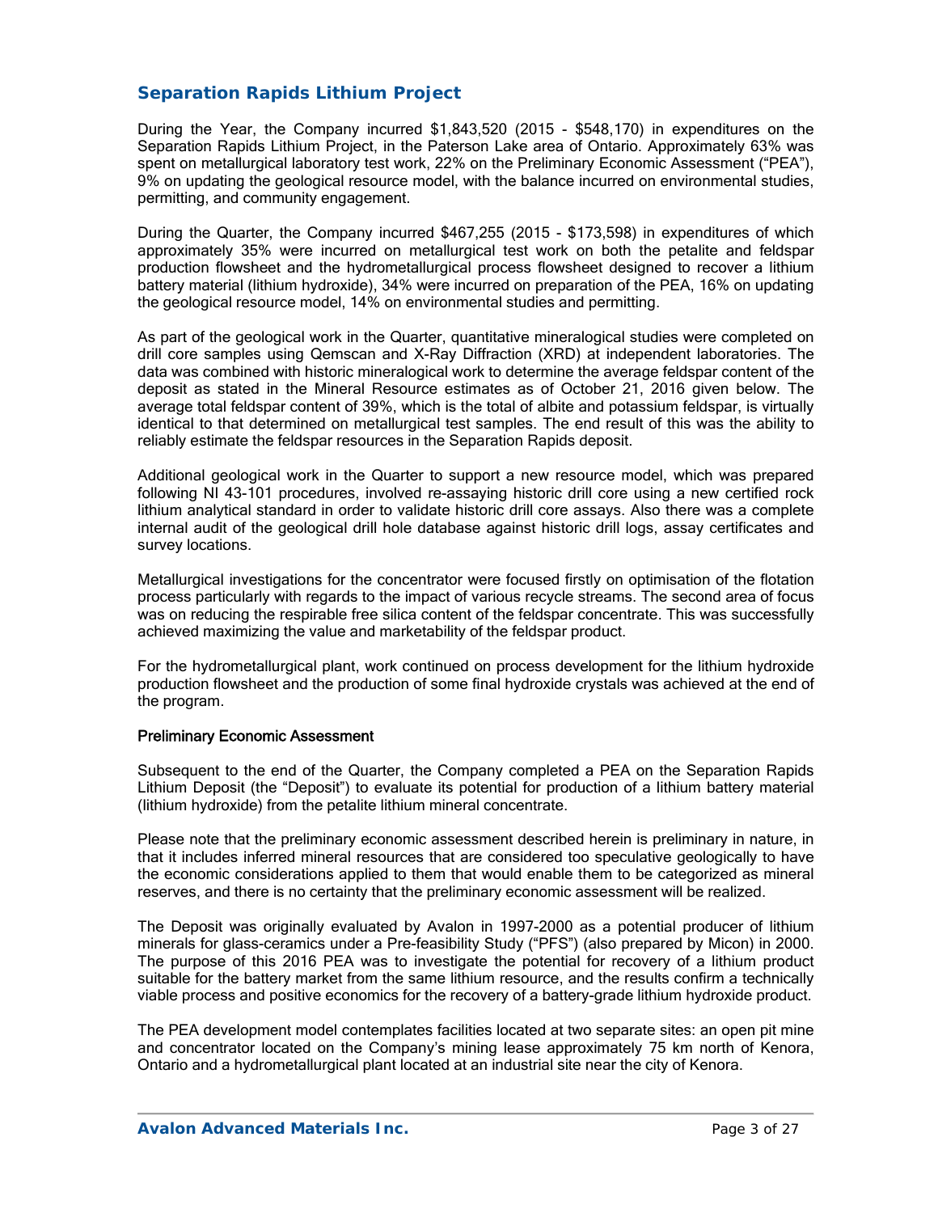## Separation Rapids Lithium Project

During the Year, the Company incurred $1,843,520 (2015 - $548,170) in expenditures on the Separation Rapids Lithium Project, in the Paterson Lake area of Ontario. Approximately 63% was spent on metallurgical laboratory test work, 22% on the Preliminary Economic Assessment ("PEA"), 9% on updating the geological resource model, with the balance incurred on environmental studies, permitting, and community engagement.

During the Quarter, the Company incurred $467,255 (2015 - $173,598) in expenditures of which approximately 35% were incurred on metallurgical test work on both the petalite and feldspar production flowsheet and the hydrometallurgical process flowsheet designed to recover a lithium battery material (lithium hydroxide), 34% were incurred on preparation of the PEA, 16% on updating the geological resource model, 14% on environmental studies and permitting.

As part of the geological work in the Quarter, quantitative mineralogical studies were completed on drill core samples using Qemscan and X-Ray Diffraction (XRD) at independent laboratories. The data was combined with historic mineralogical work to determine the average feldspar content of the deposit as stated in the Mineral Resource estimates as of October 21, 2016 given below. The average total feldspar content of 39%, which is the total of albite and potassium feldspar, is virtually identical to that determined on metallurgical test samples. The end result of this was the ability to reliably estimate the feldspar resources in the Separation Rapids deposit.

Additional geological work in the Quarter to support a new resource model, which was prepared following NI 43-101 procedures, involved re-assaying historic drill core using a new certified rock lithium analytical standard in order to validate historic drill core assays. Also there was a complete internal audit of the geological drill hole database against historic drill logs, assay certificates and survey locations.

Metallurgical investigations for the concentrator were focused firstly on optimisation of the flotation process particularly with regards to the impact of various recycle streams. The second area of focus was on reducing the respirable free silica content of the feldspar concentrate. This was successfully achieved maximizing the value and marketability of the feldspar product.

For the hydrometallurgical plant, work continued on process development for the lithium hydroxide production flowsheet and the production of some final hydroxide crystals was achieved at the end of the program.

### Preliminary Economic Assessment

Subsequent to the end of the Quarter, the Company completed a PEA on the Separation Rapids Lithium Deposit (the "Deposit") to evaluate its potential for production of a lithium battery material (lithium hydroxide) from the petalite lithium mineral concentrate.

Please note that the preliminary economic assessment described herein is preliminary in nature, in that it includes inferred mineral resources that are considered too speculative geologically to have the economic considerations applied to them that would enable them to be categorized as mineral reserves, and there is no certainty that the preliminary economic assessment will be realized.

The Deposit was originally evaluated by Avalon in 1997-2000 as a potential producer of lithium minerals for glass-ceramics under a Pre-feasibility Study ("PFS") (also prepared by Micon) in 2000. The purpose of this 2016 PEA was to investigate the potential for recovery of a lithium product suitable for the battery market from the same lithium resource, and the results confirm a technically viable process and positive economics for the recovery of a battery-grade lithium hydroxide product.

The PEA development model contemplates facilities located at two separate sites: an open pit mine and concentrator located on the Company's mining lease approximately 75 km north of Kenora, Ontario and a hydrometallurgical plant located at an industrial site near the city of Kenora.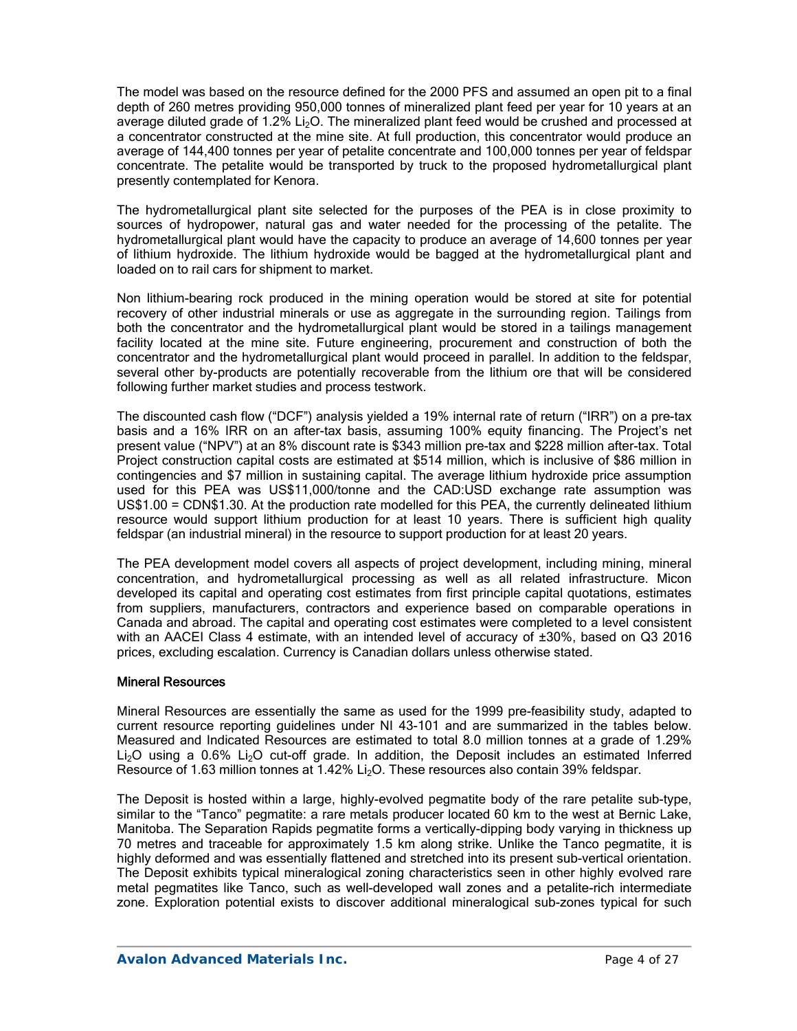The model was based on the resource defined for the 2000 PFS and assumed an open pit to a final depth of 260 metres providing 950,000 tonnes of mineralized plant feed per year for 10 years at an average diluted grade of 1.2% $Li_2O$. The mineralized plant feed would be crushed and processed at a concentrator constructed at the mine site. At full production, this concentrator would produce an average of 144,400 tonnes per year of petalite concentrate and 100,000 tonnes per year of feldspar concentrate. The petalite would be transported by truck to the proposed hydrometallurgical plant presently contemplated for Kenora.

The hydrometallurgical plant site selected for the purposes of the PEA is in close proximity to sources of hydropower, natural gas and water needed for the processing of the petalite. The hydrometallurgical plant would have the capacity to produce an average of 14,600 tonnes per year of lithium hydroxide. The lithium hydroxide would be bagged at the hydrometallurgical plant and loaded on to rail cars for shipment to market.

Non lithium-bearing rock produced in the mining operation would be stored at site for potential recovery of other industrial minerals or use as aggregate in the surrounding region. Tailings from both the concentrator and the hydrometallurgical plant would be stored in a tailings management facility located at the mine site. Future engineering, procurement and construction of both the concentrator and the hydrometallurgical plant would proceed in parallel. In addition to the feldspar, several other by-products are potentially recoverable from the lithium ore that will be considered following further market studies and process testwork.

The discounted cash flow ("DCF") analysis yielded a 19% internal rate of return ("IRR") on a pre-tax basis and a 16% IRR on an after-tax basis, assuming 100% equity financing. The Project's net present value ("NPV") at an 8% discount rate is $343 million pre-tax and $228 million after-tax. Total Project construction capital costs are estimated at $514 million, which is inclusive of $86 million in contingencies and $7 million in sustaining capital. The average lithium hydroxide price assumption used for this PEA was US$11,000/tonne and the CAD:USD exchange rate assumption was US$1.00 = CDN$1.30. At the production rate modelled for this PEA, the currently delineated lithium resource would support lithium production for at least 10 years. There is sufficient high quality feldspar (an industrial mineral) in the resource to support production for at least 20 years.

The PEA development model covers all aspects of project development, including mining, mineral concentration, and hydrometallurgical processing as well as all related infrastructure. Micon developed its capital and operating cost estimates from first principle capital quotations, estimates from suppliers, manufacturers, contractors and experience based on comparable operations in Canada and abroad. The capital and operating cost estimates were completed to a level consistent with an AACEI Class 4 estimate, with an intended level of accuracy of ±30%, based on Q3 2016 prices, excluding escalation. Currency is Canadian dollars unless otherwise stated.

### Mineral Resources

Mineral Resources are essentially the same as used for the 1999 pre-feasibility study, adapted to current resource reporting guidelines under NI 43-101 and are summarized in the tables below. Measured and Indicated Resources are estimated to total 8.0 million tonnes at a grade of 1.29% $Li_2O$ using a 0.6% $Li_2O$ cut-off grade. In addition, the Deposit includes an estimated Inferred Resource of 1.63 million tonnes at 1.42% $Li_2O$. These resources also contain 39% feldspar.

The Deposit is hosted within a large, highly-evolved pegmatite body of the rare petalite sub-type, similar to the "Tanco" pegmatite: a rare metals producer located 60 km to the west at Bernic Lake, Manitoba. The Separation Rapids pegmatite forms a vertically-dipping body varying in thickness up 70 metres and traceable for approximately 1.5 km along strike. Unlike the Tanco pegmatite, it is highly deformed and was essentially flattened and stretched into its present sub-vertical orientation. The Deposit exhibits typical mineralogical zoning characteristics seen in other highly evolved rare metal pegmatites like Tanco, such as well-developed wall zones and a petalite-rich intermediate zone. Exploration potential exists to discover additional mineralogical sub-zones typical for such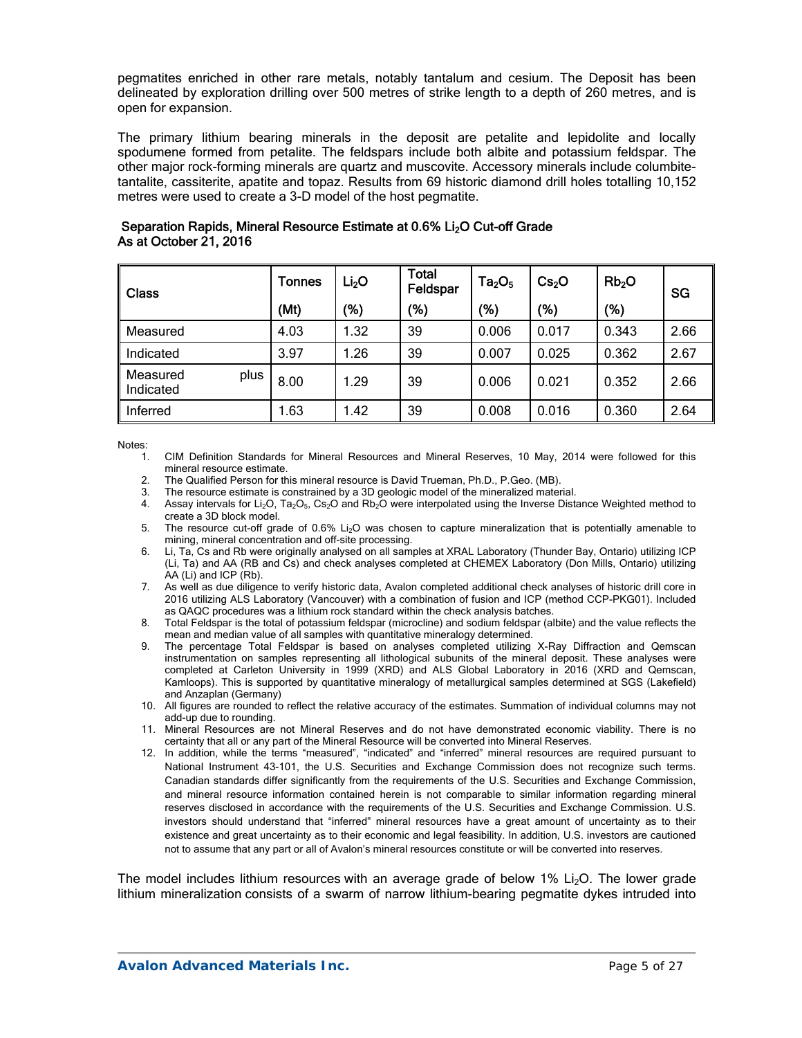pegmatites enriched in other rare metals, notably tantalum and cesium. The Deposit has been delineated by exploration drilling over 500 metres of strike length to a depth of 260 metres, and is open for expansion.

The primary lithium bearing minerals in the deposit are petalite and lepidolite and locally spodumene formed from petalite. The feldspars include both albite and potassium feldspar. The other major rock-forming minerals are quartz and muscovite. Accessory minerals include columbite-tantalite, cassiterite, apatite and topaz. Results from 69 historic diamond drill holes totalling 10,152 metres were used to create a 3-D model of the host pegmatite.

**Separation Rapids, Mineral Resource Estimate at 0.6% $Li_2O$ Cut-off Grade As at October 21, 2016**

| Class | Tonnes (Mt) | $Li_2O$ (%) | Total Feldspar (%) | $Ta_2O_5$ (%) | $Cs_2O$ (%) | $Rb_2O$ (%) | SG |
|---|---|---|---|---|---|---|---|
| Measured | 4.03 | 1.32 | 39 | 0.006 | 0.017 | 0.343 | 2.66 |
| Indicated | 3.97 | 1.26 | 39 | 0.007 | 0.025 | 0.362 | 2.67 |
| Measured plus Indicated | 8.00 | 1.29 | 39 | 0.006 | 0.021 | 0.352 | 2.66 |
| Inferred | 1.63 | 1.42 | 39 | 0.008 | 0.016 | 0.360 | 2.64 |

Notes:

1. CIM Definition Standards for Mineral Resources and Mineral Reserves, 10 May, 2014 were followed for this mineral resource estimate.
2. The Qualified Person for this mineral resource is David Trueman, Ph.D., P.Geo. (MB).
3. The resource estimate is constrained by a 3D geologic model of the mineralized material.
4. Assay intervals for $Li_2O$, $Ta_2O_5$, $Cs_2O$ and $Rb_2O$ were interpolated using the Inverse Distance Weighted method to create a 3D block model.
5. The resource cut-off grade of 0.6% $Li_2O$ was chosen to capture mineralization that is potentially amenable to mining, mineral concentration and off-site processing.
6. Li, Ta, Cs and Rb were originally analysed on all samples at XRAL Laboratory (Thunder Bay, Ontario) utilizing ICP (Li, Ta) and AA (RB and Cs) and check analyses completed at CHEMEX Laboratory (Don Mills, Ontario) utilizing AA (Li) and ICP (Rb).
7. As well as due diligence to verify historic data, Avalon completed additional check analyses of historic drill core in 2016 utilizing ALS Laboratory (Vancouver) with a combination of fusion and ICP (method CCP-PKG01). Included as QAQC procedures was a lithium rock standard within the check analysis batches.
8. Total Feldspar is the total of potassium feldspar (microcline) and sodium feldspar (albite) and the value reflects the mean and median value of all samples with quantitative mineralogy determined.
9. The percentage Total Feldspar is based on analyses completed utilizing X-Ray Diffraction and Qemscan instrumentation on samples representing all lithological subunits of the mineral deposit. These analyses were completed at Carleton University in 1999 (XRD) and ALS Global Laboratory in 2016 (XRD and Qemscan, Kamloops). This is supported by quantitative mineralogy of metallurgical samples determined at SGS (Lakefield) and Anzaplan (Germany)
10. All figures are rounded to reflect the relative accuracy of the estimates. Summation of individual columns may not add-up due to rounding.
11. Mineral Resources are not Mineral Reserves and do not have demonstrated economic viability. There is no certainty that all or any part of the Mineral Resource will be converted into Mineral Reserves.
12. In addition, while the terms "measured", "indicated" and "inferred" mineral resources are required pursuant to National Instrument 43-101, the U.S. Securities and Exchange Commission does not recognize such terms. Canadian standards differ significantly from the requirements of the U.S. Securities and Exchange Commission, and mineral resource information contained herein is not comparable to similar information regarding mineral reserves disclosed in accordance with the requirements of the U.S. Securities and Exchange Commission. U.S. investors should understand that "inferred" mineral resources have a great amount of uncertainty as to their existence and great uncertainty as to their economic and legal feasibility. In addition, U.S. investors are cautioned not to assume that any part or all of Avalon's mineral resources constitute or will be converted into reserves.

The model includes lithium resources with an average grade of below 1% $Li_2O$. The lower grade lithium mineralization consists of a swarm of narrow lithium-bearing pegmatite dykes intruded into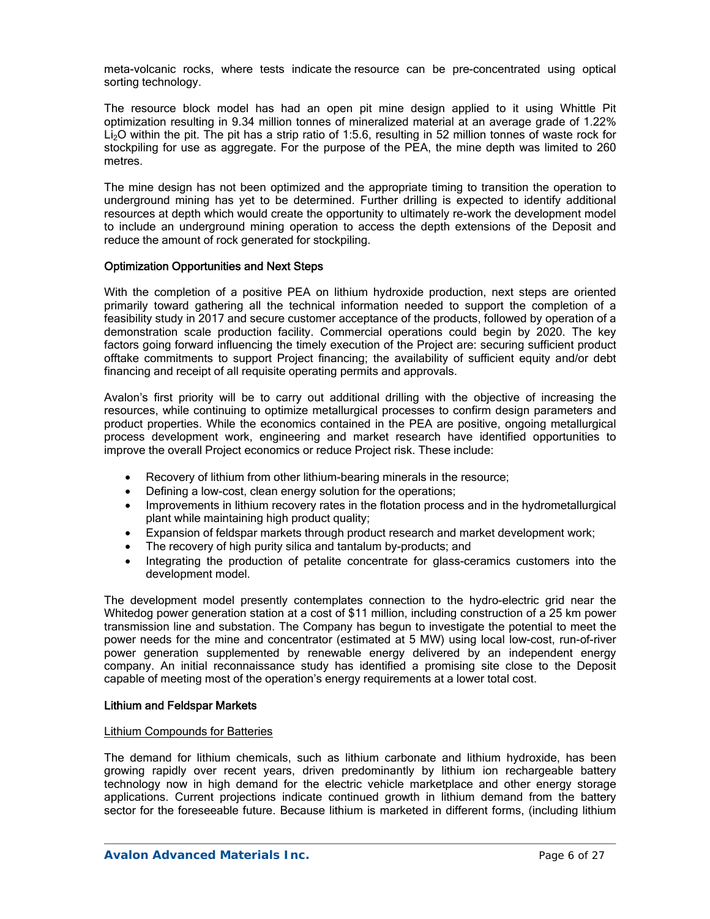meta-volcanic rocks, where tests indicate the resource can be pre-concentrated using optical sorting technology.

The resource block model has had an open pit mine design applied to it using Whittle Pit optimization resulting in 9.34 million tonnes of mineralized material at an average grade of 1.22% $Li_2O$ within the pit. The pit has a strip ratio of 1:5.6, resulting in 52 million tonnes of waste rock for stockpiling for use as aggregate. For the purpose of the PEA, the mine depth was limited to 260 metres.

The mine design has not been optimized and the appropriate timing to transition the operation to underground mining has yet to be determined. Further drilling is expected to identify additional resources at depth which would create the opportunity to ultimately re-work the development model to include an underground mining operation to access the depth extensions of the Deposit and reduce the amount of rock generated for stockpiling.

### Optimization Opportunities and Next Steps

With the completion of a positive PEA on lithium hydroxide production, next steps are oriented primarily toward gathering all the technical information needed to support the completion of a feasibility study in 2017 and secure customer acceptance of the products, followed by operation of a demonstration scale production facility. Commercial operations could begin by 2020. The key factors going forward influencing the timely execution of the Project are: securing sufficient product offtake commitments to support Project financing; the availability of sufficient equity and/or debt financing and receipt of all requisite operating permits and approvals.

Avalon's first priority will be to carry out additional drilling with the objective of increasing the resources, while continuing to optimize metallurgical processes to confirm design parameters and product properties. While the economics contained in the PEA are positive, ongoing metallurgical process development work, engineering and market research have identified opportunities to improve the overall Project economics or reduce Project risk. These include:

- Recovery of lithium from other lithium-bearing minerals in the resource;
- Defining a low-cost, clean energy solution for the operations;
- Improvements in lithium recovery rates in the flotation process and in the hydrometallurgical plant while maintaining high product quality;
- Expansion of feldspar markets through product research and market development work;
- The recovery of high purity silica and tantalum by-products; and
- Integrating the production of petalite concentrate for glass-ceramics customers into the development model.

The development model presently contemplates connection to the hydro-electric grid near the Whitedog power generation station at a cost of $11 million, including construction of a 25 km power transmission line and substation. The Company has begun to investigate the potential to meet the power needs for the mine and concentrator (estimated at 5 MW) using local low-cost, run-of-river power generation supplemented by renewable energy delivered by an independent energy company. An initial reconnaissance study has identified a promising site close to the Deposit capable of meeting most of the operation's energy requirements at a lower total cost.

### Lithium and Feldspar Markets

#### Lithium Compounds for Batteries

The demand for lithium chemicals, such as lithium carbonate and lithium hydroxide, has been growing rapidly over recent years, driven predominantly by lithium ion rechargeable battery technology now in high demand for the electric vehicle marketplace and other energy storage applications. Current projections indicate continued growth in lithium demand from the battery sector for the foreseeable future. Because lithium is marketed in different forms, (including lithium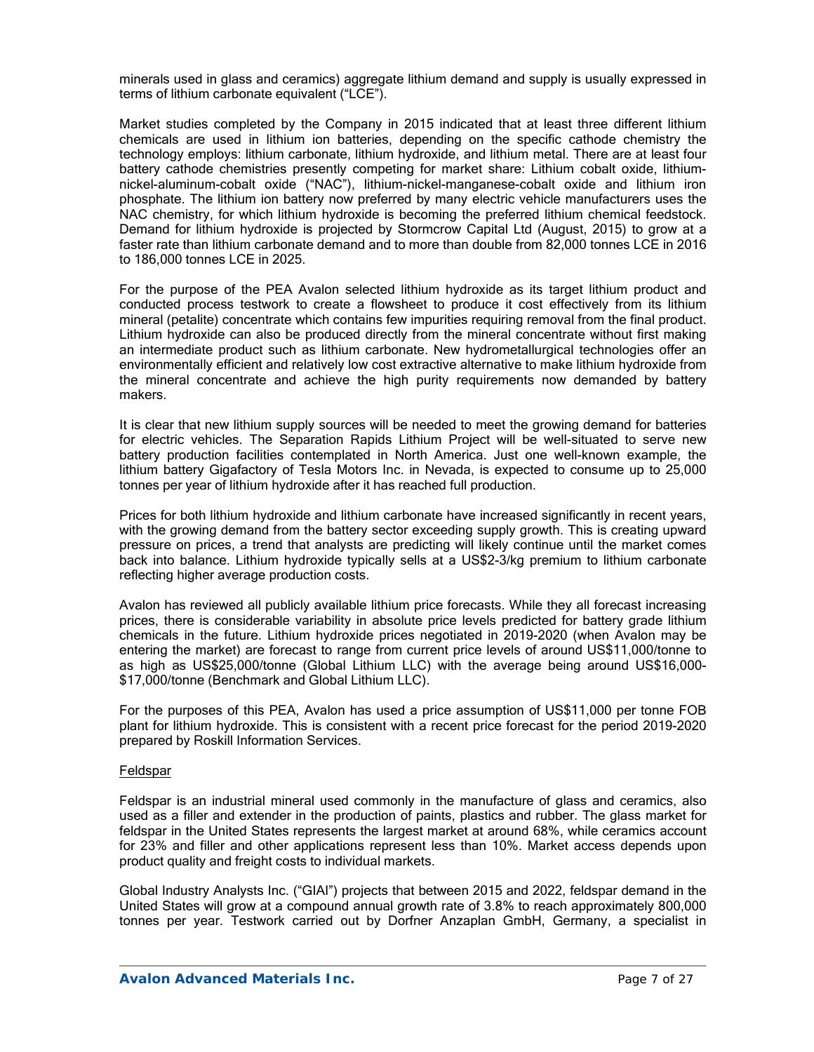minerals used in glass and ceramics) aggregate lithium demand and supply is usually expressed in terms of lithium carbonate equivalent ("LCE").

Market studies completed by the Company in 2015 indicated that at least three different lithium chemicals are used in lithium ion batteries, depending on the specific cathode chemistry the technology employs: lithium carbonate, lithium hydroxide, and lithium metal. There are at least four battery cathode chemistries presently competing for market share: Lithium cobalt oxide, lithium-nickel-aluminum-cobalt oxide ("NAC"), lithium-nickel-manganese-cobalt oxide and lithium iron phosphate. The lithium ion battery now preferred by many electric vehicle manufacturers uses the NAC chemistry, for which lithium hydroxide is becoming the preferred lithium chemical feedstock. Demand for lithium hydroxide is projected by Stormcrow Capital Ltd (August, 2015) to grow at a faster rate than lithium carbonate demand and to more than double from 82,000 tonnes LCE in 2016 to 186,000 tonnes LCE in 2025.

For the purpose of the PEA Avalon selected lithium hydroxide as its target lithium product and conducted process testwork to create a flowsheet to produce it cost effectively from its lithium mineral (petalite) concentrate which contains few impurities requiring removal from the final product. Lithium hydroxide can also be produced directly from the mineral concentrate without first making an intermediate product such as lithium carbonate. New hydrometallurgical technologies offer an environmentally efficient and relatively low cost extractive alternative to make lithium hydroxide from the mineral concentrate and achieve the high purity requirements now demanded by battery makers.

It is clear that new lithium supply sources will be needed to meet the growing demand for batteries for electric vehicles. The Separation Rapids Lithium Project will be well-situated to serve new battery production facilities contemplated in North America. Just one well-known example, the lithium battery Gigafactory of Tesla Motors Inc. in Nevada, is expected to consume up to 25,000 tonnes per year of lithium hydroxide after it has reached full production.

Prices for both lithium hydroxide and lithium carbonate have increased significantly in recent years, with the growing demand from the battery sector exceeding supply growth. This is creating upward pressure on prices, a trend that analysts are predicting will likely continue until the market comes back into balance. Lithium hydroxide typically sells at a US$2-3/kg premium to lithium carbonate reflecting higher average production costs.

Avalon has reviewed all publicly available lithium price forecasts. While they all forecast increasing prices, there is considerable variability in absolute price levels predicted for battery grade lithium chemicals in the future. Lithium hydroxide prices negotiated in 2019-2020 (when Avalon may be entering the market) are forecast to range from current price levels of around US$11,000/tonne to as high as US$25,000/tonne (Global Lithium LLC) with the average being around US$16,000-$17,000/tonne (Benchmark and Global Lithium LLC).

For the purposes of this PEA, Avalon has used a price assumption of US$11,000 per tonne FOB plant for lithium hydroxide. This is consistent with a recent price forecast for the period 2019-2020 prepared by Roskill Information Services.

Feldspar

Feldspar is an industrial mineral used commonly in the manufacture of glass and ceramics, also used as a filler and extender in the production of paints, plastics and rubber. The glass market for feldspar in the United States represents the largest market at around 68%, while ceramics account for 23% and filler and other applications represent less than 10%. Market access depends upon product quality and freight costs to individual markets.

Global Industry Analysts Inc. ("GIAI") projects that between 2015 and 2022, feldspar demand in the United States will grow at a compound annual growth rate of 3.8% to reach approximately 800,000 tonnes per year. Testwork carried out by Dorfner Anzaplan GmbH, Germany, a specialist in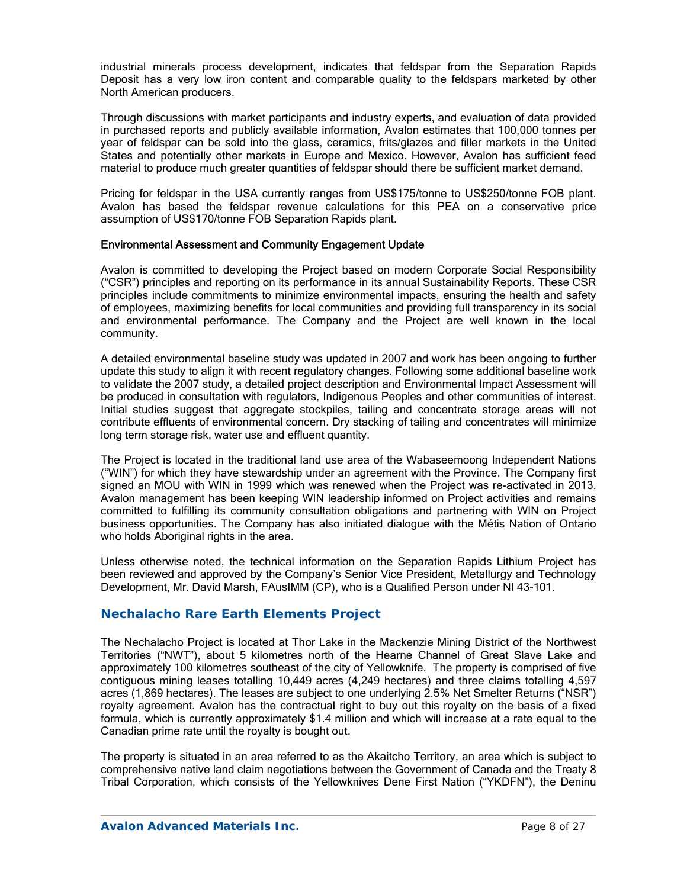industrial minerals process development, indicates that feldspar from the Separation Rapids Deposit has a very low iron content and comparable quality to the feldspars marketed by other North American producers.

Through discussions with market participants and industry experts, and evaluation of data provided in purchased reports and publicly available information, Avalon estimates that 100,000 tonnes per year of feldspar can be sold into the glass, ceramics, frits/glazes and filler markets in the United States and potentially other markets in Europe and Mexico. However, Avalon has sufficient feed material to produce much greater quantities of feldspar should there be sufficient market demand.

Pricing for feldspar in the USA currently ranges from US$175/tonne to US$250/tonne FOB plant. Avalon has based the feldspar revenue calculations for this PEA on a conservative price assumption of US$170/tonne FOB Separation Rapids plant.

#### Environmental Assessment and Community Engagement Update

Avalon is committed to developing the Project based on modern Corporate Social Responsibility ("CSR") principles and reporting on its performance in its annual Sustainability Reports. These CSR principles include commitments to minimize environmental impacts, ensuring the health and safety of employees, maximizing benefits for local communities and providing full transparency in its social and environmental performance. The Company and the Project are well known in the local community.

A detailed environmental baseline study was updated in 2007 and work has been ongoing to further update this study to align it with recent regulatory changes. Following some additional baseline work to validate the 2007 study, a detailed project description and Environmental Impact Assessment will be produced in consultation with regulators, Indigenous Peoples and other communities of interest. Initial studies suggest that aggregate stockpiles, tailing and concentrate storage areas will not contribute effluents of environmental concern. Dry stacking of tailing and concentrates will minimize long term storage risk, water use and effluent quantity.

The Project is located in the traditional land use area of the Wabaseemoong Independent Nations ("WIN") for which they have stewardship under an agreement with the Province. The Company first signed an MOU with WIN in 1999 which was renewed when the Project was re-activated in 2013. Avalon management has been keeping WIN leadership informed on Project activities and remains committed to fulfilling its community consultation obligations and partnering with WIN on Project business opportunities. The Company has also initiated dialogue with the Métis Nation of Ontario who holds Aboriginal rights in the area.

Unless otherwise noted, the technical information on the Separation Rapids Lithium Project has been reviewed and approved by the Company's Senior Vice President, Metallurgy and Technology Development, Mr. David Marsh, FAusIMM (CP), who is a Qualified Person under NI 43-101.

## Nechalacho Rare Earth Elements Project

The Nechalacho Project is located at Thor Lake in the Mackenzie Mining District of the Northwest Territories ("NWT"), about 5 kilometres north of the Hearne Channel of Great Slave Lake and approximately 100 kilometres southeast of the city of Yellowknife. The property is comprised of five contiguous mining leases totalling 10,449 acres (4,249 hectares) and three claims totalling 4,597 acres (1,869 hectares). The leases are subject to one underlying 2.5% Net Smelter Returns ("NSR") royalty agreement. Avalon has the contractual right to buy out this royalty on the basis of a fixed formula, which is currently approximately $1.4 million and which will increase at a rate equal to the Canadian prime rate until the royalty is bought out.

The property is situated in an area referred to as the Akaitcho Territory, an area which is subject to comprehensive native land claim negotiations between the Government of Canada and the Treaty 8 Tribal Corporation, which consists of the Yellowknives Dene First Nation ("YKDFN"), the Deninu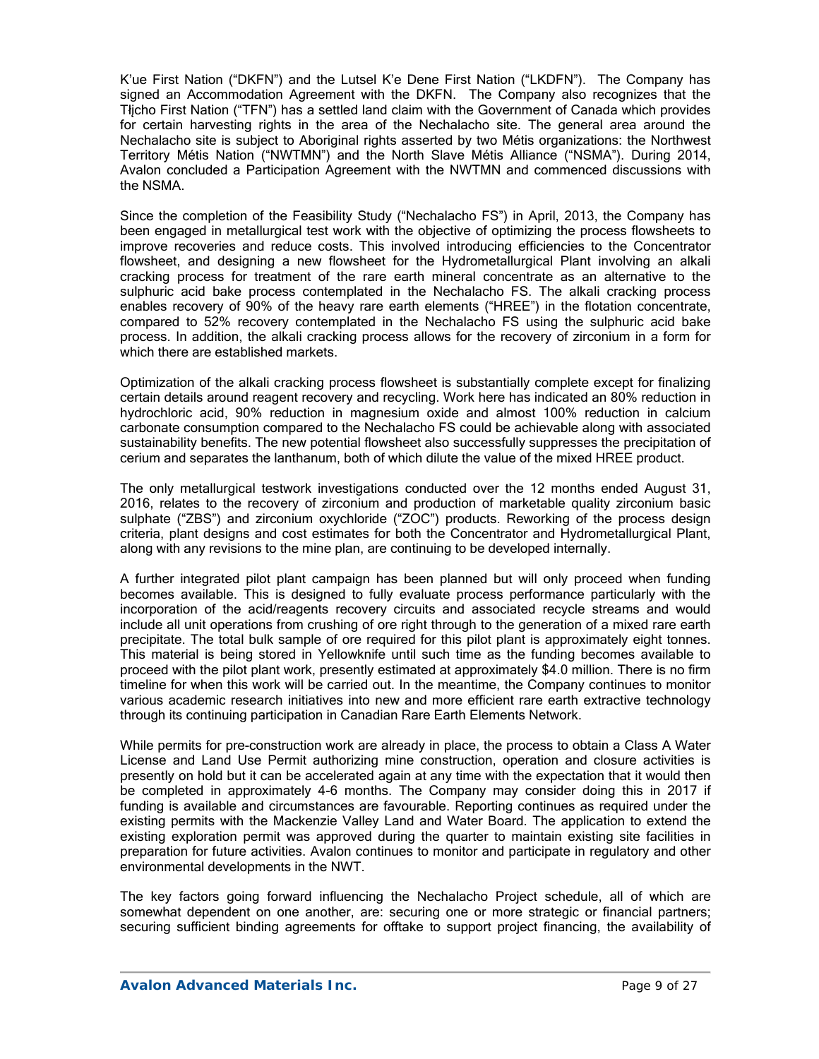K'ue First Nation ("DKFN") and the Lutsel K'e Dene First Nation ("LKDFN"). The Company has signed an Accommodation Agreement with the DKFN. The Company also recognizes that the Tłįcho First Nation ("TFN") has a settled land claim with the Government of Canada which provides for certain harvesting rights in the area of the Nechalacho site. The general area around the Nechalacho site is subject to Aboriginal rights asserted by two Métis organizations: the Northwest Territory Métis Nation ("NWTMN") and the North Slave Métis Alliance ("NSMA"). During 2014, Avalon concluded a Participation Agreement with the NWTMN and commenced discussions with the NSMA.

Since the completion of the Feasibility Study ("Nechalacho FS") in April, 2013, the Company has been engaged in metallurgical test work with the objective of optimizing the process flowsheets to improve recoveries and reduce costs. This involved introducing efficiencies to the Concentrator flowsheet, and designing a new flowsheet for the Hydrometallurgical Plant involving an alkali cracking process for treatment of the rare earth mineral concentrate as an alternative to the sulphuric acid bake process contemplated in the Nechalacho FS. The alkali cracking process enables recovery of 90% of the heavy rare earth elements ("HREE") in the flotation concentrate, compared to 52% recovery contemplated in the Nechalacho FS using the sulphuric acid bake process. In addition, the alkali cracking process allows for the recovery of zirconium in a form for which there are established markets.

Optimization of the alkali cracking process flowsheet is substantially complete except for finalizing certain details around reagent recovery and recycling. Work here has indicated an 80% reduction in hydrochloric acid, 90% reduction in magnesium oxide and almost 100% reduction in calcium carbonate consumption compared to the Nechalacho FS could be achievable along with associated sustainability benefits. The new potential flowsheet also successfully suppresses the precipitation of cerium and separates the lanthanum, both of which dilute the value of the mixed HREE product.

The only metallurgical testwork investigations conducted over the 12 months ended August 31, 2016, relates to the recovery of zirconium and production of marketable quality zirconium basic sulphate ("ZBS") and zirconium oxychloride ("ZOC") products. Reworking of the process design criteria, plant designs and cost estimates for both the Concentrator and Hydrometallurgical Plant, along with any revisions to the mine plan, are continuing to be developed internally.

A further integrated pilot plant campaign has been planned but will only proceed when funding becomes available. This is designed to fully evaluate process performance particularly with the incorporation of the acid/reagents recovery circuits and associated recycle streams and would include all unit operations from crushing of ore right through to the generation of a mixed rare earth precipitate. The total bulk sample of ore required for this pilot plant is approximately eight tonnes. This material is being stored in Yellowknife until such time as the funding becomes available to proceed with the pilot plant work, presently estimated at approximately $4.0 million. There is no firm timeline for when this work will be carried out. In the meantime, the Company continues to monitor various academic research initiatives into new and more efficient rare earth extractive technology through its continuing participation in Canadian Rare Earth Elements Network.

While permits for pre-construction work are already in place, the process to obtain a Class A Water License and Land Use Permit authorizing mine construction, operation and closure activities is presently on hold but it can be accelerated again at any time with the expectation that it would then be completed in approximately 4-6 months. The Company may consider doing this in 2017 if funding is available and circumstances are favourable. Reporting continues as required under the existing permits with the Mackenzie Valley Land and Water Board. The application to extend the existing exploration permit was approved during the quarter to maintain existing site facilities in preparation for future activities. Avalon continues to monitor and participate in regulatory and other environmental developments in the NWT.

The key factors going forward influencing the Nechalacho Project schedule, all of which are somewhat dependent on one another, are: securing one or more strategic or financial partners; securing sufficient binding agreements for offtake to support project financing, the availability of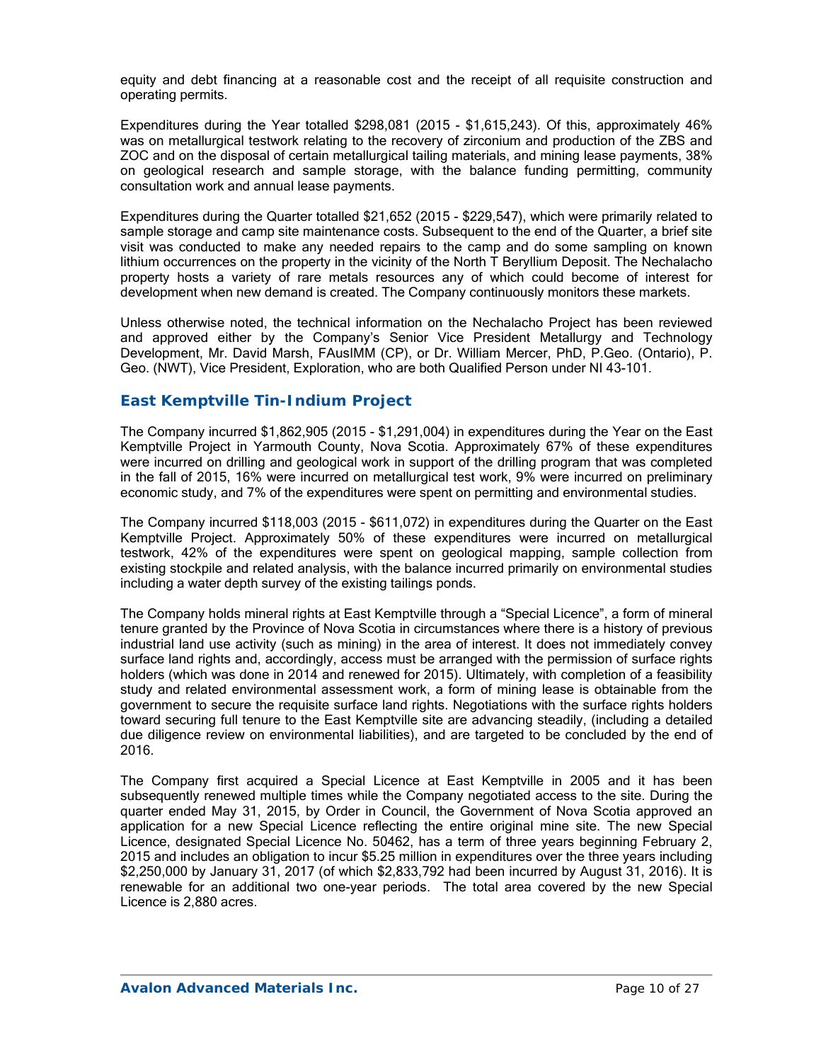equity and debt financing at a reasonable cost and the receipt of all requisite construction and operating permits.

Expenditures during the Year totalled $298,081 (2015 - $1,615,243). Of this, approximately 46% was on metallurgical testwork relating to the recovery of zirconium and production of the ZBS and ZOC and on the disposal of certain metallurgical tailing materials, and mining lease payments, 38% on geological research and sample storage, with the balance funding permitting, community consultation work and annual lease payments.

Expenditures during the Quarter totalled $21,652 (2015 - $229,547), which were primarily related to sample storage and camp site maintenance costs. Subsequent to the end of the Quarter, a brief site visit was conducted to make any needed repairs to the camp and do some sampling on known lithium occurrences on the property in the vicinity of the North T Beryllium Deposit. The Nechalacho property hosts a variety of rare metals resources any of which could become of interest for development when new demand is created. The Company continuously monitors these markets.

Unless otherwise noted, the technical information on the Nechalacho Project has been reviewed and approved either by the Company's Senior Vice President Metallurgy and Technology Development, Mr. David Marsh, FAusIMM (CP), or Dr. William Mercer, PhD, P.Geo. (Ontario), P. Geo. (NWT), Vice President, Exploration, who are both Qualified Person under NI 43-101.

## East Kemptville Tin-Indium Project

The Company incurred $1,862,905 (2015 - $1,291,004) in expenditures during the Year on the East Kemptville Project in Yarmouth County, Nova Scotia. Approximately 67% of these expenditures were incurred on drilling and geological work in support of the drilling program that was completed in the fall of 2015, 16% were incurred on metallurgical test work, 9% were incurred on preliminary economic study, and 7% of the expenditures were spent on permitting and environmental studies.

The Company incurred $118,003 (2015 - $611,072) in expenditures during the Quarter on the East Kemptville Project. Approximately 50% of these expenditures were incurred on metallurgical testwork, 42% of the expenditures were spent on geological mapping, sample collection from existing stockpile and related analysis, with the balance incurred primarily on environmental studies including a water depth survey of the existing tailings ponds.

The Company holds mineral rights at East Kemptville through a "Special Licence", a form of mineral tenure granted by the Province of Nova Scotia in circumstances where there is a history of previous industrial land use activity (such as mining) in the area of interest. It does not immediately convey surface land rights and, accordingly, access must be arranged with the permission of surface rights holders (which was done in 2014 and renewed for 2015). Ultimately, with completion of a feasibility study and related environmental assessment work, a form of mining lease is obtainable from the government to secure the requisite surface land rights. Negotiations with the surface rights holders toward securing full tenure to the East Kemptville site are advancing steadily, (including a detailed due diligence review on environmental liabilities), and are targeted to be concluded by the end of 2016.

The Company first acquired a Special Licence at East Kemptville in 2005 and it has been subsequently renewed multiple times while the Company negotiated access to the site. During the quarter ended May 31, 2015, by Order in Council, the Government of Nova Scotia approved an application for a new Special Licence reflecting the entire original mine site. The new Special Licence, designated Special Licence No. 50462, has a term of three years beginning February 2, 2015 and includes an obligation to incur $5.25 million in expenditures over the three years including $2,250,000 by January 31, 2017 (of which $2,833,792 had been incurred by August 31, 2016). It is renewable for an additional two one-year periods. The total area covered by the new Special Licence is 2,880 acres.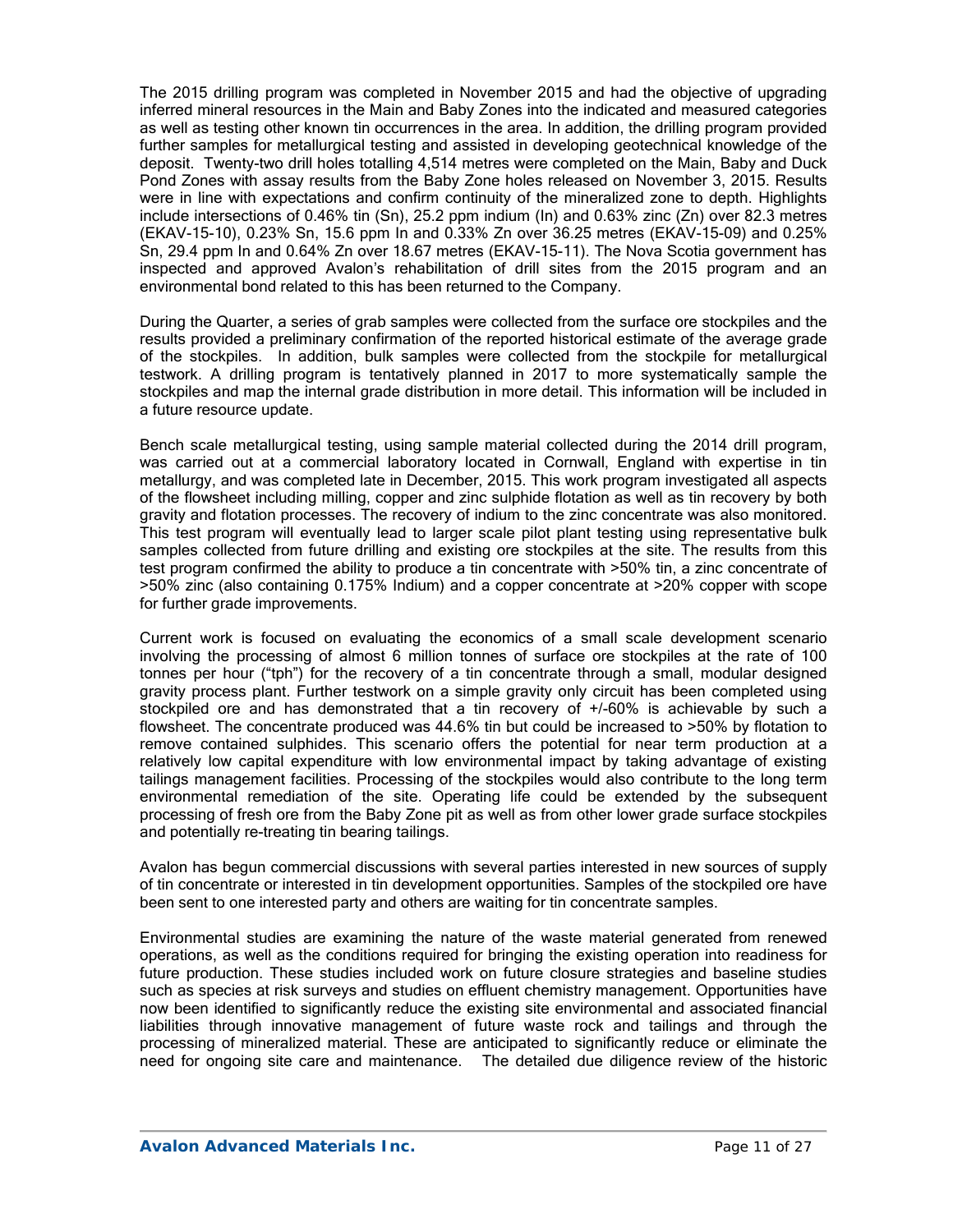The 2015 drilling program was completed in November 2015 and had the objective of upgrading inferred mineral resources in the Main and Baby Zones into the indicated and measured categories as well as testing other known tin occurrences in the area. In addition, the drilling program provided further samples for metallurgical testing and assisted in developing geotechnical knowledge of the deposit. Twenty-two drill holes totalling 4,514 metres were completed on the Main, Baby and Duck Pond Zones with assay results from the Baby Zone holes released on November 3, 2015. Results were in line with expectations and confirm continuity of the mineralized zone to depth. Highlights include intersections of 0.46% tin (Sn), 25.2 ppm indium (In) and 0.63% zinc (Zn) over 82.3 metres (EKAV-15-10), 0.23% Sn, 15.6 ppm In and 0.33% Zn over 36.25 metres (EKAV-15-09) and 0.25% Sn, 29.4 ppm In and 0.64% Zn over 18.67 metres (EKAV-15-11). The Nova Scotia government has inspected and approved Avalon's rehabilitation of drill sites from the 2015 program and an environmental bond related to this has been returned to the Company.

During the Quarter, a series of grab samples were collected from the surface ore stockpiles and the results provided a preliminary confirmation of the reported historical estimate of the average grade of the stockpiles. In addition, bulk samples were collected from the stockpile for metallurgical testwork. A drilling program is tentatively planned in 2017 to more systematically sample the stockpiles and map the internal grade distribution in more detail. This information will be included in a future resource update.

Bench scale metallurgical testing, using sample material collected during the 2014 drill program, was carried out at a commercial laboratory located in Cornwall, England with expertise in tin metallurgy, and was completed late in December, 2015. This work program investigated all aspects of the flowsheet including milling, copper and zinc sulphide flotation as well as tin recovery by both gravity and flotation processes. The recovery of indium to the zinc concentrate was also monitored. This test program will eventually lead to larger scale pilot plant testing using representative bulk samples collected from future drilling and existing ore stockpiles at the site. The results from this test program confirmed the ability to produce a tin concentrate with >50% tin, a zinc concentrate of >50% zinc (also containing 0.175% Indium) and a copper concentrate at >20% copper with scope for further grade improvements.

Current work is focused on evaluating the economics of a small scale development scenario involving the processing of almost 6 million tonnes of surface ore stockpiles at the rate of 100 tonnes per hour ("tph") for the recovery of a tin concentrate through a small, modular designed gravity process plant. Further testwork on a simple gravity only circuit has been completed using stockpiled ore and has demonstrated that a tin recovery of +/-60% is achievable by such a flowsheet. The concentrate produced was 44.6% tin but could be increased to >50% by flotation to remove contained sulphides. This scenario offers the potential for near term production at a relatively low capital expenditure with low environmental impact by taking advantage of existing tailings management facilities. Processing of the stockpiles would also contribute to the long term environmental remediation of the site. Operating life could be extended by the subsequent processing of fresh ore from the Baby Zone pit as well as from other lower grade surface stockpiles and potentially re-treating tin bearing tailings.

Avalon has begun commercial discussions with several parties interested in new sources of supply of tin concentrate or interested in tin development opportunities. Samples of the stockpiled ore have been sent to one interested party and others are waiting for tin concentrate samples.

Environmental studies are examining the nature of the waste material generated from renewed operations, as well as the conditions required for bringing the existing operation into readiness for future production. These studies included work on future closure strategies and baseline studies such as species at risk surveys and studies on effluent chemistry management. Opportunities have now been identified to significantly reduce the existing site environmental and associated financial liabilities through innovative management of future waste rock and tailings and through the processing of mineralized material. These are anticipated to significantly reduce or eliminate the need for ongoing site care and maintenance. The detailed due diligence review of the historic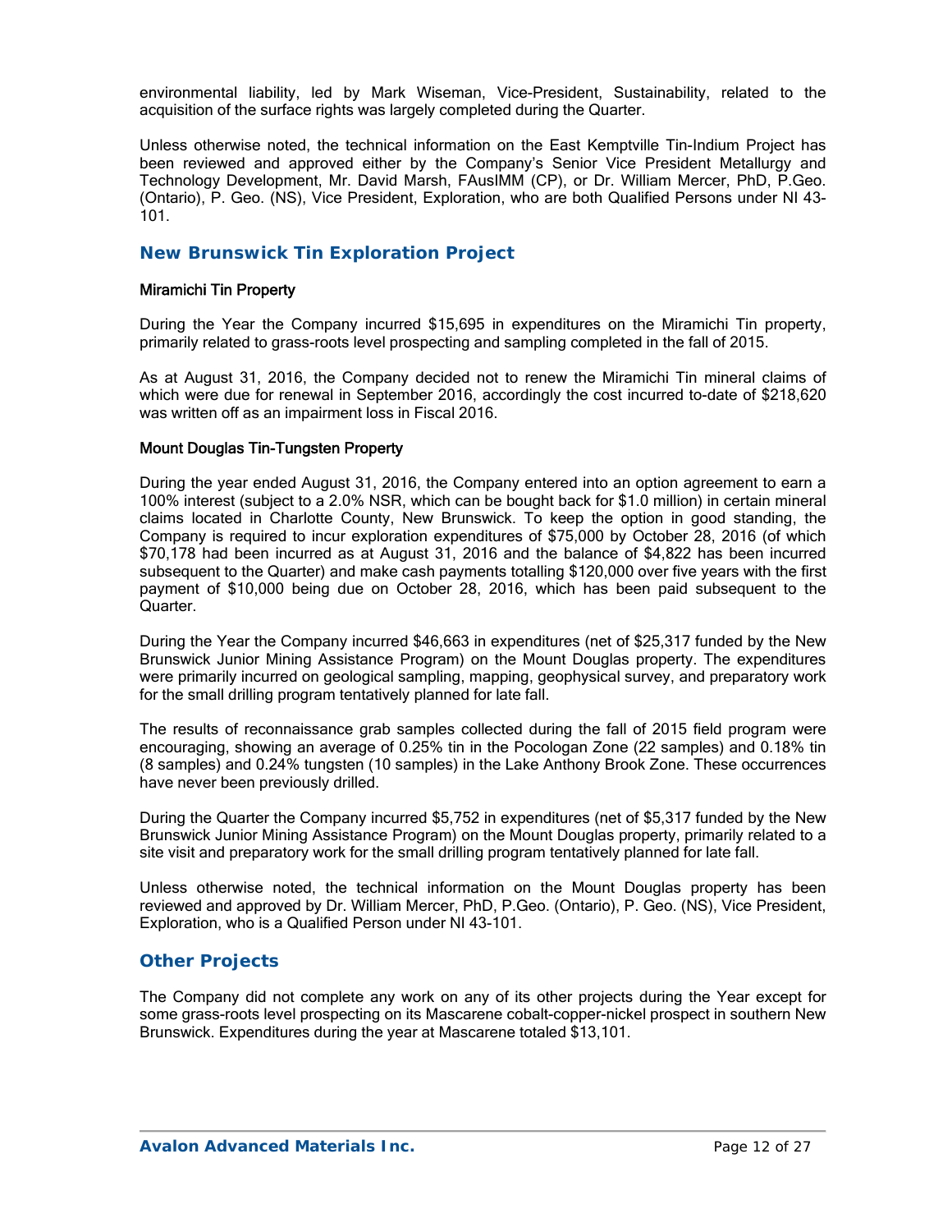environmental liability, led by Mark Wiseman, Vice-President, Sustainability, related to the acquisition of the surface rights was largely completed during the Quarter.

Unless otherwise noted, the technical information on the East Kemptville Tin-Indium Project has been reviewed and approved either by the Company's Senior Vice President Metallurgy and Technology Development, Mr. David Marsh, FAusIMM (CP), or Dr. William Mercer, PhD, P.Geo. (Ontario), P. Geo. (NS), Vice President, Exploration, who are both Qualified Persons under NI 43-101.

## New Brunswick Tin Exploration Project

### Miramichi Tin Property

During the Year the Company incurred $15,695 in expenditures on the Miramichi Tin property, primarily related to grass-roots level prospecting and sampling completed in the fall of 2015.

As at August 31, 2016, the Company decided not to renew the Miramichi Tin mineral claims of which were due for renewal in September 2016, accordingly the cost incurred to-date of $218,620 was written off as an impairment loss in Fiscal 2016.

### Mount Douglas Tin-Tungsten Property

During the year ended August 31, 2016, the Company entered into an option agreement to earn a 100% interest (subject to a 2.0% NSR, which can be bought back for $1.0 million) in certain mineral claims located in Charlotte County, New Brunswick. To keep the option in good standing, the Company is required to incur exploration expenditures of $75,000 by October 28, 2016 (of which $70,178 had been incurred as at August 31, 2016 and the balance of $4,822 has been incurred subsequent to the Quarter) and make cash payments totalling $120,000 over five years with the first payment of $10,000 being due on October 28, 2016, which has been paid subsequent to the Quarter.

During the Year the Company incurred $46,663 in expenditures (net of $25,317 funded by the New Brunswick Junior Mining Assistance Program) on the Mount Douglas property. The expenditures were primarily incurred on geological sampling, mapping, geophysical survey, and preparatory work for the small drilling program tentatively planned for late fall.

The results of reconnaissance grab samples collected during the fall of 2015 field program were encouraging, showing an average of 0.25% tin in the Pocologan Zone (22 samples) and 0.18% tin (8 samples) and 0.24% tungsten (10 samples) in the Lake Anthony Brook Zone. These occurrences have never been previously drilled.

During the Quarter the Company incurred $5,752 in expenditures (net of $5,317 funded by the New Brunswick Junior Mining Assistance Program) on the Mount Douglas property, primarily related to a site visit and preparatory work for the small drilling program tentatively planned for late fall.

Unless otherwise noted, the technical information on the Mount Douglas property has been reviewed and approved by Dr. William Mercer, PhD, P.Geo. (Ontario), P. Geo. (NS), Vice President, Exploration, who is a Qualified Person under NI 43-101.

## Other Projects

The Company did not complete any work on any of its other projects during the Year except for some grass-roots level prospecting on its Mascarene cobalt-copper-nickel prospect in southern New Brunswick. Expenditures during the year at Mascarene totaled $13,101.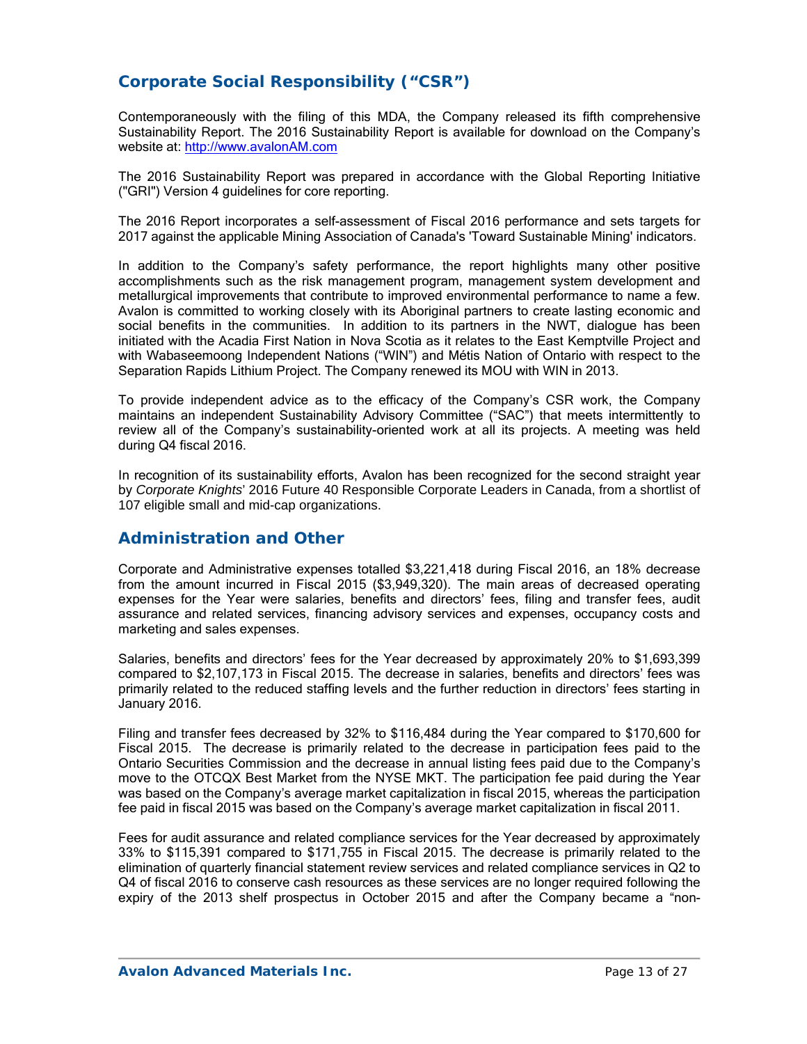## Corporate Social Responsibility ("CSR")

Contemporaneously with the filing of this MDA, the Company released its fifth comprehensive Sustainability Report. The 2016 Sustainability Report is available for download on the Company's website at: http://www.avalonAM.com

The 2016 Sustainability Report was prepared in accordance with the Global Reporting Initiative ("GRI") Version 4 guidelines for core reporting.

The 2016 Report incorporates a self-assessment of Fiscal 2016 performance and sets targets for 2017 against the applicable Mining Association of Canada's 'Toward Sustainable Mining' indicators.

In addition to the Company's safety performance, the report highlights many other positive accomplishments such as the risk management program, management system development and metallurgical improvements that contribute to improved environmental performance to name a few. Avalon is committed to working closely with its Aboriginal partners to create lasting economic and social benefits in the communities. In addition to its partners in the NWT, dialogue has been initiated with the Acadia First Nation in Nova Scotia as it relates to the East Kemptville Project and with Wabaseemoong Independent Nations ("WIN") and Métis Nation of Ontario with respect to the Separation Rapids Lithium Project. The Company renewed its MOU with WIN in 2013.

To provide independent advice as to the efficacy of the Company's CSR work, the Company maintains an independent Sustainability Advisory Committee ("SAC") that meets intermittently to review all of the Company's sustainability-oriented work at all its projects. A meeting was held during Q4 fiscal 2016.

In recognition of its sustainability efforts, Avalon has been recognized for the second straight year by *Corporate Knights*' 2016 Future 40 Responsible Corporate Leaders in Canada, from a shortlist of 107 eligible small and mid-cap organizations.

## Administration and Other

Corporate and Administrative expenses totalled $3,221,418 during Fiscal 2016, an 18% decrease from the amount incurred in Fiscal 2015 ($3,949,320). The main areas of decreased operating expenses for the Year were salaries, benefits and directors' fees, filing and transfer fees, audit assurance and related services, financing advisory services and expenses, occupancy costs and marketing and sales expenses.

Salaries, benefits and directors' fees for the Year decreased by approximately 20% to $1,693,399 compared to $2,107,173 in Fiscal 2015. The decrease in salaries, benefits and directors' fees was primarily related to the reduced staffing levels and the further reduction in directors' fees starting in January 2016.

Filing and transfer fees decreased by 32% to $116,484 during the Year compared to $170,600 for Fiscal 2015. The decrease is primarily related to the decrease in participation fees paid to the Ontario Securities Commission and the decrease in annual listing fees paid due to the Company's move to the OTCQX Best Market from the NYSE MKT. The participation fee paid during the Year was based on the Company's average market capitalization in fiscal 2015, whereas the participation fee paid in fiscal 2015 was based on the Company's average market capitalization in fiscal 2011.

Fees for audit assurance and related compliance services for the Year decreased by approximately 33% to $115,391 compared to $171,755 in Fiscal 2015. The decrease is primarily related to the elimination of quarterly financial statement review services and related compliance services in Q2 to Q4 of fiscal 2016 to conserve cash resources as these services are no longer required following the expiry of the 2013 shelf prospectus in October 2015 and after the Company became a "non-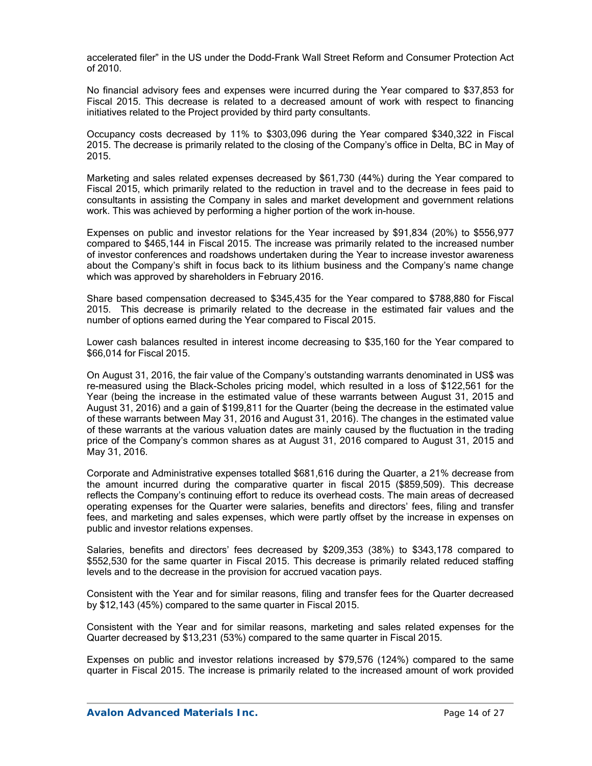accelerated filer" in the US under the Dodd-Frank Wall Street Reform and Consumer Protection Act of 2010.

No financial advisory fees and expenses were incurred during the Year compared to $37,853 for Fiscal 2015. This decrease is related to a decreased amount of work with respect to financing initiatives related to the Project provided by third party consultants.

Occupancy costs decreased by 11% to $303,096 during the Year compared $340,322 in Fiscal 2015. The decrease is primarily related to the closing of the Company's office in Delta, BC in May of 2015.

Marketing and sales related expenses decreased by $61,730 (44%) during the Year compared to Fiscal 2015, which primarily related to the reduction in travel and to the decrease in fees paid to consultants in assisting the Company in sales and market development and government relations work. This was achieved by performing a higher portion of the work in-house.

Expenses on public and investor relations for the Year increased by $91,834 (20%) to $556,977 compared to $465,144 in Fiscal 2015. The increase was primarily related to the increased number of investor conferences and roadshows undertaken during the Year to increase investor awareness about the Company's shift in focus back to its lithium business and the Company's name change which was approved by shareholders in February 2016.

Share based compensation decreased to $345,435 for the Year compared to $788,880 for Fiscal 2015. This decrease is primarily related to the decrease in the estimated fair values and the number of options earned during the Year compared to Fiscal 2015.

Lower cash balances resulted in interest income decreasing to $35,160 for the Year compared to $66,014 for Fiscal 2015.

On August 31, 2016, the fair value of the Company's outstanding warrants denominated in US$ was re-measured using the Black-Scholes pricing model, which resulted in a loss of $122,561 for the Year (being the increase in the estimated value of these warrants between August 31, 2015 and August 31, 2016) and a gain of $199,811 for the Quarter (being the decrease in the estimated value of these warrants between May 31, 2016 and August 31, 2016). The changes in the estimated value of these warrants at the various valuation dates are mainly caused by the fluctuation in the trading price of the Company's common shares as at August 31, 2016 compared to August 31, 2015 and May 31, 2016.

Corporate and Administrative expenses totalled $681,616 during the Quarter, a 21% decrease from the amount incurred during the comparative quarter in fiscal 2015 ($859,509). This decrease reflects the Company's continuing effort to reduce its overhead costs. The main areas of decreased operating expenses for the Quarter were salaries, benefits and directors' fees, filing and transfer fees, and marketing and sales expenses, which were partly offset by the increase in expenses on public and investor relations expenses.

Salaries, benefits and directors' fees decreased by $209,353 (38%) to $343,178 compared to $552,530 for the same quarter in Fiscal 2015. This decrease is primarily related reduced staffing levels and to the decrease in the provision for accrued vacation pays.

Consistent with the Year and for similar reasons, filing and transfer fees for the Quarter decreased by $12,143 (45%) compared to the same quarter in Fiscal 2015.

Consistent with the Year and for similar reasons, marketing and sales related expenses for the Quarter decreased by $13,231 (53%) compared to the same quarter in Fiscal 2015.

Expenses on public and investor relations increased by $79,576 (124%) compared to the same quarter in Fiscal 2015. The increase is primarily related to the increased amount of work provided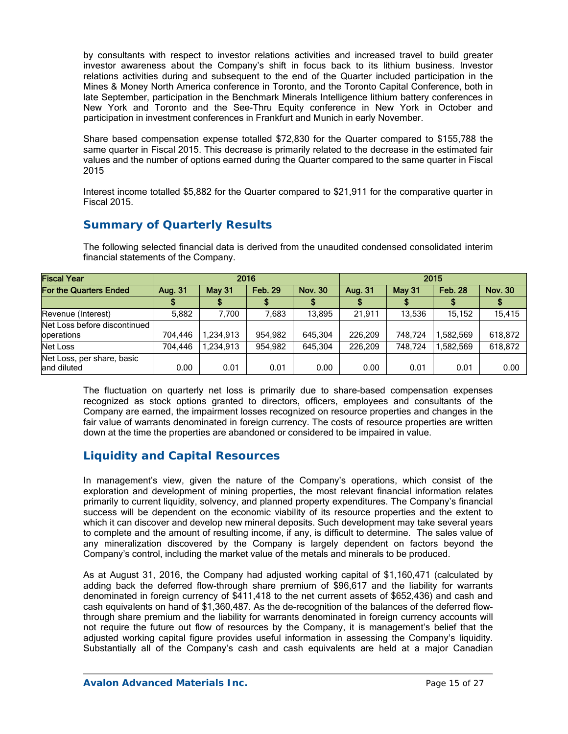by consultants with respect to investor relations activities and increased travel to build greater investor awareness about the Company's shift in focus back to its lithium business. Investor relations activities during and subsequent to the end of the Quarter included participation in the Mines & Money North America conference in Toronto, and the Toronto Capital Conference, both in late September, participation in the Benchmark Minerals Intelligence lithium battery conferences in New York and Toronto and the See-Thru Equity conference in New York in October and participation in investment conferences in Frankfurt and Munich in early November.

Share based compensation expense totalled $72,830 for the Quarter compared to $155,788 the same quarter in Fiscal 2015. This decrease is primarily related to the decrease in the estimated fair values and the number of options earned during the Quarter compared to the same quarter in Fiscal 2015

Interest income totalled $5,882 for the Quarter compared to $21,911 for the comparative quarter in Fiscal 2015.

## Summary of Quarterly Results

The following selected financial data is derived from the unaudited condensed consolidated interim financial statements of the Company.

| Fiscal Year | 2016 | | | | 2015 | | | |
|---|---|---|---|---|---|---|---|---|
| For the Quarters Ended | Aug. 31 | May 31 | Feb. 29 | Nov. 30 | Aug. 31 | May 31 | Feb. 28 | Nov. 30 |
| | $ | $ | $ | $ | $ | $ | $ | $ |
| Revenue (Interest) | 5,882 | 7,700 | 7,683 | 13,895 | 21,911 | 13,536 | 15,152 | 15,415 |
| Net Loss before discontinued operations | 704,446 | 1,234,913 | 954,982 | 645,304 | 226,209 | 748,724 | 1,582,569 | 618,872 |
| Net Loss | 704,446 | 1,234,913 | 954,982 | 645,304 | 226,209 | 748,724 | 1,582,569 | 618,872 |
| Net Loss, per share, basic and diluted | 0.00 | 0.01 | 0.01 | 0.00 | 0.00 | 0.01 | 0.01 | 0.00 |

The fluctuation on quarterly net loss is primarily due to share-based compensation expenses recognized as stock options granted to directors, officers, employees and consultants of the Company are earned, the impairment losses recognized on resource properties and changes in the fair value of warrants denominated in foreign currency. The costs of resource properties are written down at the time the properties are abandoned or considered to be impaired in value.

## Liquidity and Capital Resources

In management's view, given the nature of the Company's operations, which consist of the exploration and development of mining properties, the most relevant financial information relates primarily to current liquidity, solvency, and planned property expenditures. The Company's financial success will be dependent on the economic viability of its resource properties and the extent to which it can discover and develop new mineral deposits. Such development may take several years to complete and the amount of resulting income, if any, is difficult to determine. The sales value of any mineralization discovered by the Company is largely dependent on factors beyond the Company's control, including the market value of the metals and minerals to be produced.

As at August 31, 2016, the Company had adjusted working capital of $1,160,471 (calculated by adding back the deferred flow-through share premium of $96,617 and the liability for warrants denominated in foreign currency of $411,418 to the net current assets of $652,436) and cash and cash equivalents on hand of $1,360,487. As the de-recognition of the balances of the deferred flow-through share premium and the liability for warrants denominated in foreign currency accounts will not require the future out flow of resources by the Company, it is management's belief that the adjusted working capital figure provides useful information in assessing the Company's liquidity. Substantially all of the Company's cash and cash equivalents are held at a major Canadian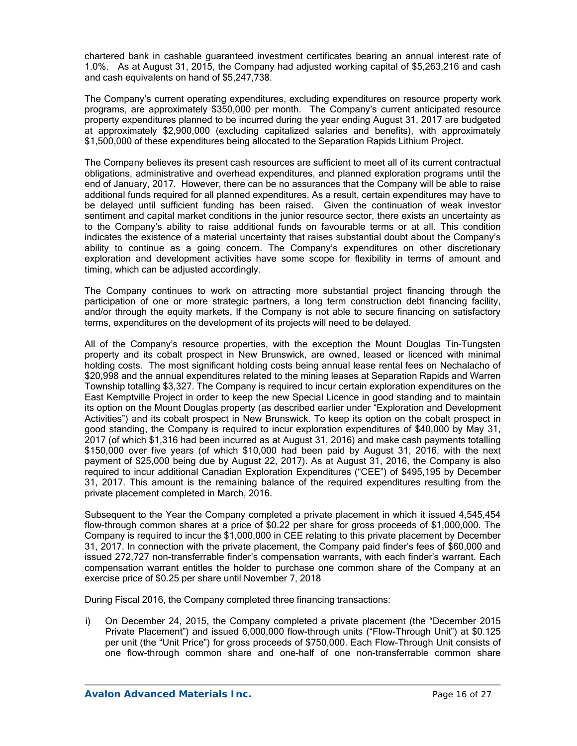chartered bank in cashable guaranteed investment certificates bearing an annual interest rate of 1.0%. As at August 31, 2015, the Company had adjusted working capital of $5,263,216 and cash and cash equivalents on hand of $5,247,738.

The Company's current operating expenditures, excluding expenditures on resource property work programs, are approximately $350,000 per month. The Company's current anticipated resource property expenditures planned to be incurred during the year ending August 31, 2017 are budgeted at approximately $2,900,000 (excluding capitalized salaries and benefits), with approximately $1,500,000 of these expenditures being allocated to the Separation Rapids Lithium Project.

The Company believes its present cash resources are sufficient to meet all of its current contractual obligations, administrative and overhead expenditures, and planned exploration programs until the end of January, 2017. However, there can be no assurances that the Company will be able to raise additional funds required for all planned expenditures. As a result, certain expenditures may have to be delayed until sufficient funding has been raised. Given the continuation of weak investor sentiment and capital market conditions in the junior resource sector, there exists an uncertainty as to the Company's ability to raise additional funds on favourable terms or at all. This condition indicates the existence of a material uncertainty that raises substantial doubt about the Company's ability to continue as a going concern. The Company's expenditures on other discretionary exploration and development activities have some scope for flexibility in terms of amount and timing, which can be adjusted accordingly.

The Company continues to work on attracting more substantial project financing through the participation of one or more strategic partners, a long term construction debt financing facility, and/or through the equity markets. If the Company is not able to secure financing on satisfactory terms, expenditures on the development of its projects will need to be delayed.

All of the Company's resource properties, with the exception the Mount Douglas Tin-Tungsten property and its cobalt prospect in New Brunswick, are owned, leased or licenced with minimal holding costs. The most significant holding costs being annual lease rental fees on Nechalacho of $20,998 and the annual expenditures related to the mining leases at Separation Rapids and Warren Township totalling $3,327. The Company is required to incur certain exploration expenditures on the East Kemptville Project in order to keep the new Special Licence in good standing and to maintain its option on the Mount Douglas property (as described earlier under "Exploration and Development Activities") and its cobalt prospect in New Brunswick. To keep its option on the cobalt prospect in good standing, the Company is required to incur exploration expenditures of $40,000 by May 31, 2017 (of which $1,316 had been incurred as at August 31, 2016) and make cash payments totalling $150,000 over five years (of which $10,000 had been paid by August 31, 2016, with the next payment of $25,000 being due by August 22, 2017). As at August 31, 2016, the Company is also required to incur additional Canadian Exploration Expenditures ("CEE") of $495,195 by December 31, 2017. This amount is the remaining balance of the required expenditures resulting from the private placement completed in March, 2016.

Subsequent to the Year the Company completed a private placement in which it issued 4,545,454 flow-through common shares at a price of $0.22 per share for gross proceeds of $1,000,000. The Company is required to incur the $1,000,000 in CEE relating to this private placement by December 31, 2017. In connection with the private placement, the Company paid finder's fees of $60,000 and issued 272,727 non-transferrable finder's compensation warrants, with each finder's warrant. Each compensation warrant entitles the holder to purchase one common share of the Company at an exercise price of $0.25 per share until November 7, 2018

During Fiscal 2016, the Company completed three financing transactions:

i) On December 24, 2015, the Company completed a private placement (the "December 2015 Private Placement") and issued 6,000,000 flow-through units ("Flow-Through Unit") at $0.125 per unit (the "Unit Price") for gross proceeds of $750,000. Each Flow-Through Unit consists of one flow-through common share and one-half of one non-transferrable common share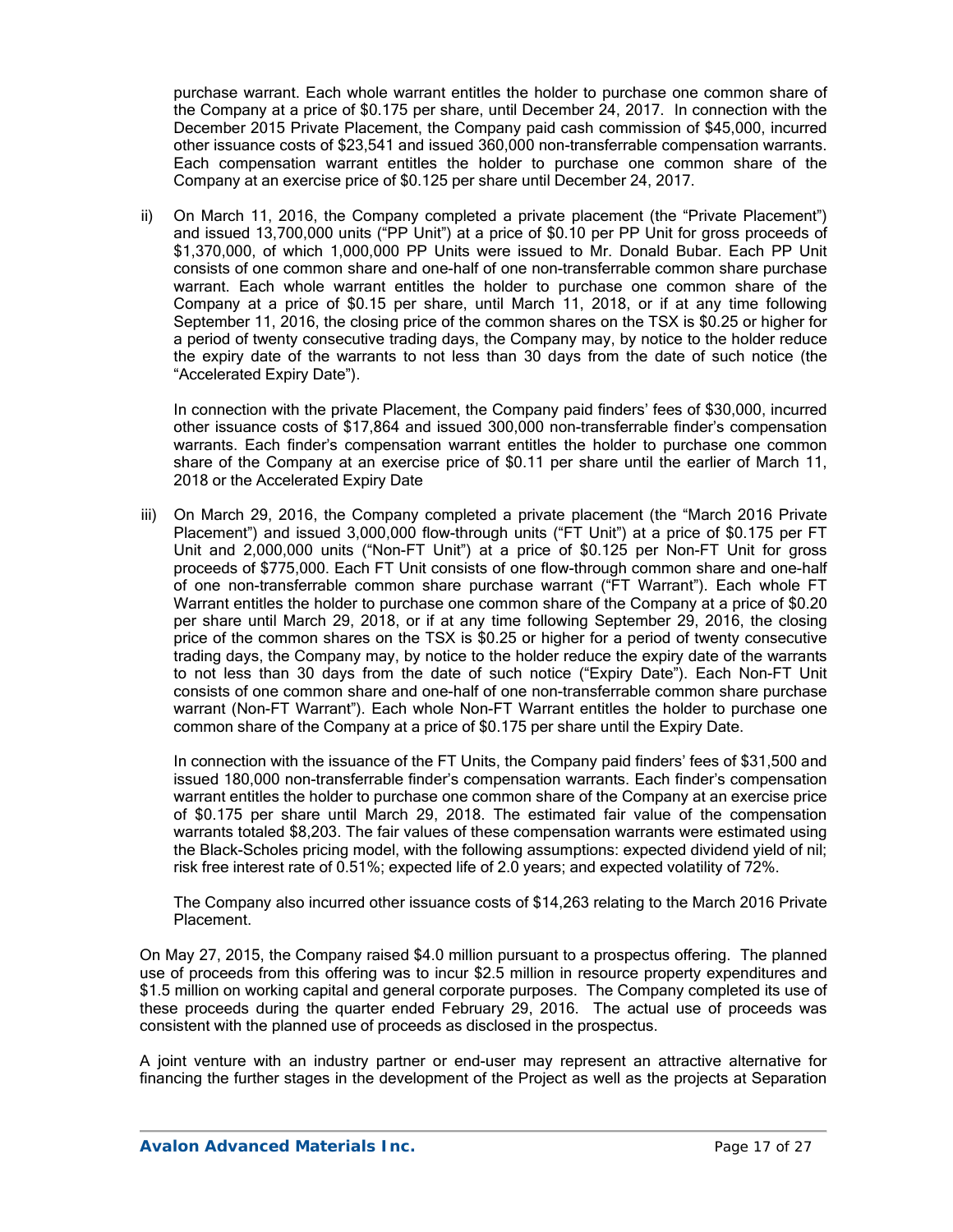purchase warrant. Each whole warrant entitles the holder to purchase one common share of the Company at a price of $0.175 per share, until December 24, 2017. In connection with the December 2015 Private Placement, the Company paid cash commission of $45,000, incurred other issuance costs of $23,541 and issued 360,000 non-transferrable compensation warrants. Each compensation warrant entitles the holder to purchase one common share of the Company at an exercise price of $0.125 per share until December 24, 2017.

ii) On March 11, 2016, the Company completed a private placement (the "Private Placement") and issued 13,700,000 units ("PP Unit") at a price of $0.10 per PP Unit for gross proceeds of $1,370,000, of which 1,000,000 PP Units were issued to Mr. Donald Bubar. Each PP Unit consists of one common share and one-half of one non-transferrable common share purchase warrant. Each whole warrant entitles the holder to purchase one common share of the Company at a price of $0.15 per share, until March 11, 2018, or if at any time following September 11, 2016, the closing price of the common shares on the TSX is $0.25 or higher for a period of twenty consecutive trading days, the Company may, by notice to the holder reduce the expiry date of the warrants to not less than 30 days from the date of such notice (the "Accelerated Expiry Date").

    In connection with the private Placement, the Company paid finders' fees of $30,000, incurred other issuance costs of $17,864 and issued 300,000 non-transferrable finder's compensation warrants. Each finder's compensation warrant entitles the holder to purchase one common share of the Company at an exercise price of $0.11 per share until the earlier of March 11, 2018 or the Accelerated Expiry Date

iii) On March 29, 2016, the Company completed a private placement (the "March 2016 Private Placement") and issued 3,000,000 flow-through units ("FT Unit") at a price of $0.175 per FT Unit and 2,000,000 units ("Non-FT Unit") at a price of $0.125 per Non-FT Unit for gross proceeds of $775,000. Each FT Unit consists of one flow-through common share and one-half of one non-transferrable common share purchase warrant ("FT Warrant"). Each whole FT Warrant entitles the holder to purchase one common share of the Company at a price of $0.20 per share until March 29, 2018, or if at any time following September 29, 2016, the closing price of the common shares on the TSX is $0.25 or higher for a period of twenty consecutive trading days, the Company may, by notice to the holder reduce the expiry date of the warrants to not less than 30 days from the date of such notice ("Expiry Date"). Each Non-FT Unit consists of one common share and one-half of one non-transferrable common share purchase warrant (Non-FT Warrant"). Each whole Non-FT Warrant entitles the holder to purchase one common share of the Company at a price of $0.175 per share until the Expiry Date.

    In connection with the issuance of the FT Units, the Company paid finders' fees of $31,500 and issued 180,000 non-transferrable finder's compensation warrants. Each finder's compensation warrant entitles the holder to purchase one common share of the Company at an exercise price of $0.175 per share until March 29, 2018. The estimated fair value of the compensation warrants totaled $8,203. The fair values of these compensation warrants were estimated using the Black-Scholes pricing model, with the following assumptions: expected dividend yield of nil; risk free interest rate of 0.51%; expected life of 2.0 years; and expected volatility of 72%.

    The Company also incurred other issuance costs of $14,263 relating to the March 2016 Private Placement.

On May 27, 2015, the Company raised $4.0 million pursuant to a prospectus offering. The planned use of proceeds from this offering was to incur $2.5 million in resource property expenditures and $1.5 million on working capital and general corporate purposes. The Company completed its use of these proceeds during the quarter ended February 29, 2016. The actual use of proceeds was consistent with the planned use of proceeds as disclosed in the prospectus.

A joint venture with an industry partner or end-user may represent an attractive alternative for financing the further stages in the development of the Project as well as the projects at Separation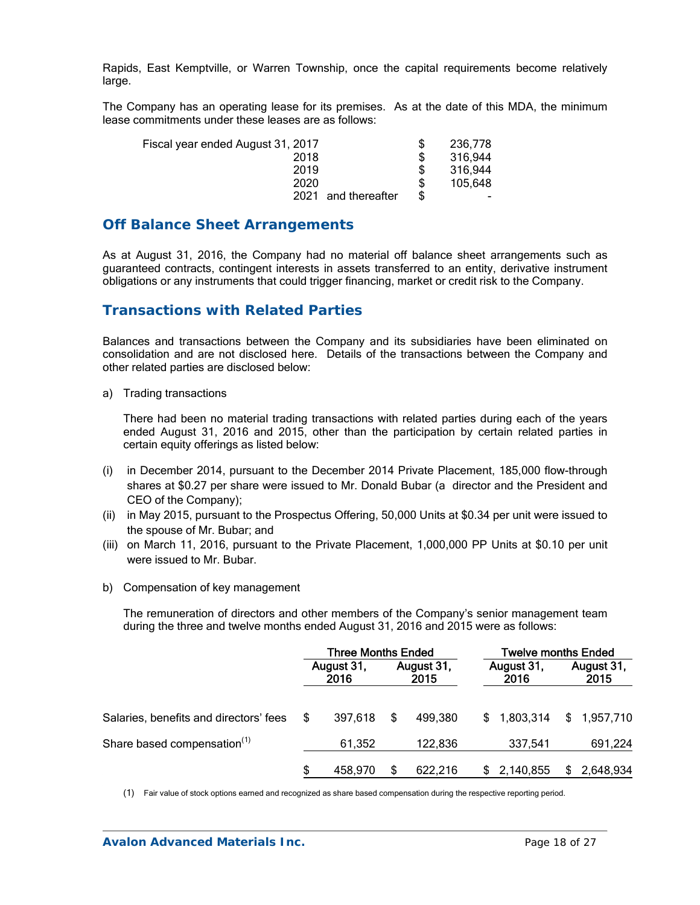Rapids, East Kemptville, or Warren Township, once the capital requirements become relatively large.

The Company has an operating lease for its premises. As at the date of this MDA, the minimum lease commitments under these leases are as follows:

| | | |
|---|---|---|
| Fiscal year ended August 31, 2017 | $ | 236,778 |
| 2018 | $ | 316,944 |
| 2019 | $ | 316,944 |
| 2020 | $ | 105,648 |
| 2021 and thereafter | $ | - |

## Off Balance Sheet Arrangements

As at August 31, 2016, the Company had no material off balance sheet arrangements such as guaranteed contracts, contingent interests in assets transferred to an entity, derivative instrument obligations or any instruments that could trigger financing, market or credit risk to the Company.

## Transactions with Related Parties

Balances and transactions between the Company and its subsidiaries have been eliminated on consolidation and are not disclosed here. Details of the transactions between the Company and other related parties are disclosed below:

a) Trading transactions

There had been no material trading transactions with related parties during each of the years ended August 31, 2016 and 2015, other than the participation by certain related parties in certain equity offerings as listed below:

(i) in December 2014, pursuant to the December 2014 Private Placement, 185,000 flow-through shares at $0.27 per share were issued to Mr. Donald Bubar (a director and the President and CEO of the Company);

(ii) in May 2015, pursuant to the Prospectus Offering, 50,000 Units at $0.34 per unit were issued to the spouse of Mr. Bubar; and

(iii) on March 11, 2016, pursuant to the Private Placement, 1,000,000 PP Units at $0.10 per unit were issued to Mr. Bubar.

b) Compensation of key management

The remuneration of directors and other members of the Company's senior management team during the three and twelve months ended August 31, 2016 and 2015 were as follows:

| | Three Months Ended | | Twelve months Ended | |
|---|---|---|---|---|
| | August 31, 2016 | August 31, 2015 | August 31, 2016 | August 31, 2015 |
| Salaries, benefits and directors' fees | $ 397,618 | $ 499,380 | $ 1,803,314 | $ 1,957,710 |
| Share based compensation[(1)] | 61,352 | 122,836 | 337,541 | 691,224 |
| | $ 458,970 | $ 622,216 | $ 2,140,855 | $ 2,648,934 |

(1) Fair value of stock options earned and recognized as share based compensation during the respective reporting period.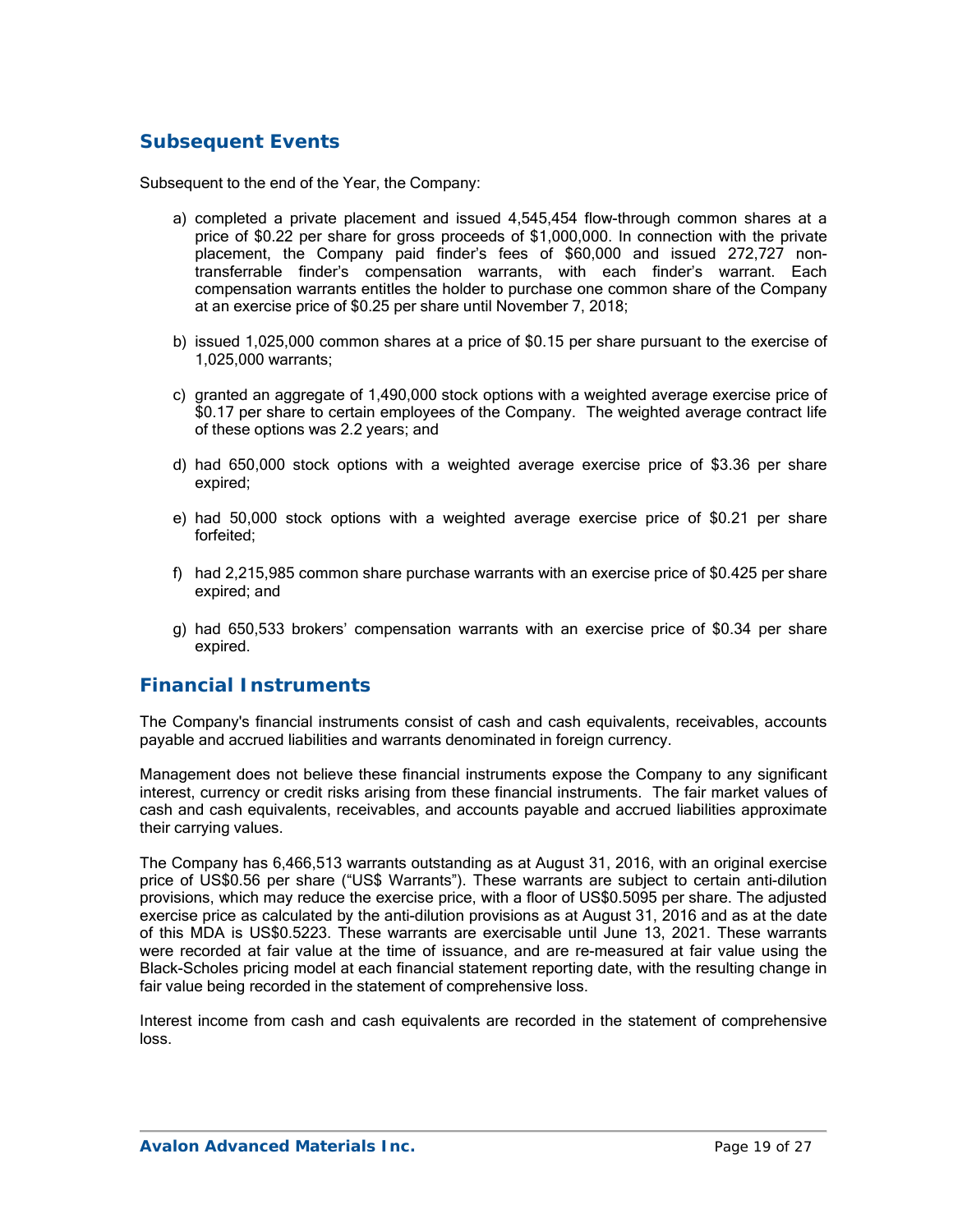## Subsequent Events

Subsequent to the end of the Year, the Company:

a) completed a private placement and issued 4,545,454 flow-through common shares at a price of $0.22 per share for gross proceeds of $1,000,000. In connection with the private placement, the Company paid finder's fees of $60,000 and issued 272,727 non-transferrable finder's compensation warrants, with each finder's warrant. Each compensation warrants entitles the holder to purchase one common share of the Company at an exercise price of $0.25 per share until November 7, 2018;

b) issued 1,025,000 common shares at a price of $0.15 per share pursuant to the exercise of 1,025,000 warrants;

c) granted an aggregate of 1,490,000 stock options with a weighted average exercise price of $0.17 per share to certain employees of the Company. The weighted average contract life of these options was 2.2 years; and

d) had 650,000 stock options with a weighted average exercise price of $3.36 per share expired;

e) had 50,000 stock options with a weighted average exercise price of $0.21 per share forfeited;

f) had 2,215,985 common share purchase warrants with an exercise price of $0.425 per share expired; and

g) had 650,533 brokers' compensation warrants with an exercise price of $0.34 per share expired.

## Financial Instruments

The Company's financial instruments consist of cash and cash equivalents, receivables, accounts payable and accrued liabilities and warrants denominated in foreign currency.

Management does not believe these financial instruments expose the Company to any significant interest, currency or credit risks arising from these financial instruments. The fair market values of cash and cash equivalents, receivables, and accounts payable and accrued liabilities approximate their carrying values.

The Company has 6,466,513 warrants outstanding as at August 31, 2016, with an original exercise price of US$0.56 per share ("US$ Warrants"). These warrants are subject to certain anti-dilution provisions, which may reduce the exercise price, with a floor of US$0.5095 per share. The adjusted exercise price as calculated by the anti-dilution provisions as at August 31, 2016 and as at the date of this MDA is US$0.5223. These warrants are exercisable until June 13, 2021. These warrants were recorded at fair value at the time of issuance, and are re-measured at fair value using the Black-Scholes pricing model at each financial statement reporting date, with the resulting change in fair value being recorded in the statement of comprehensive loss.

Interest income from cash and cash equivalents are recorded in the statement of comprehensive loss.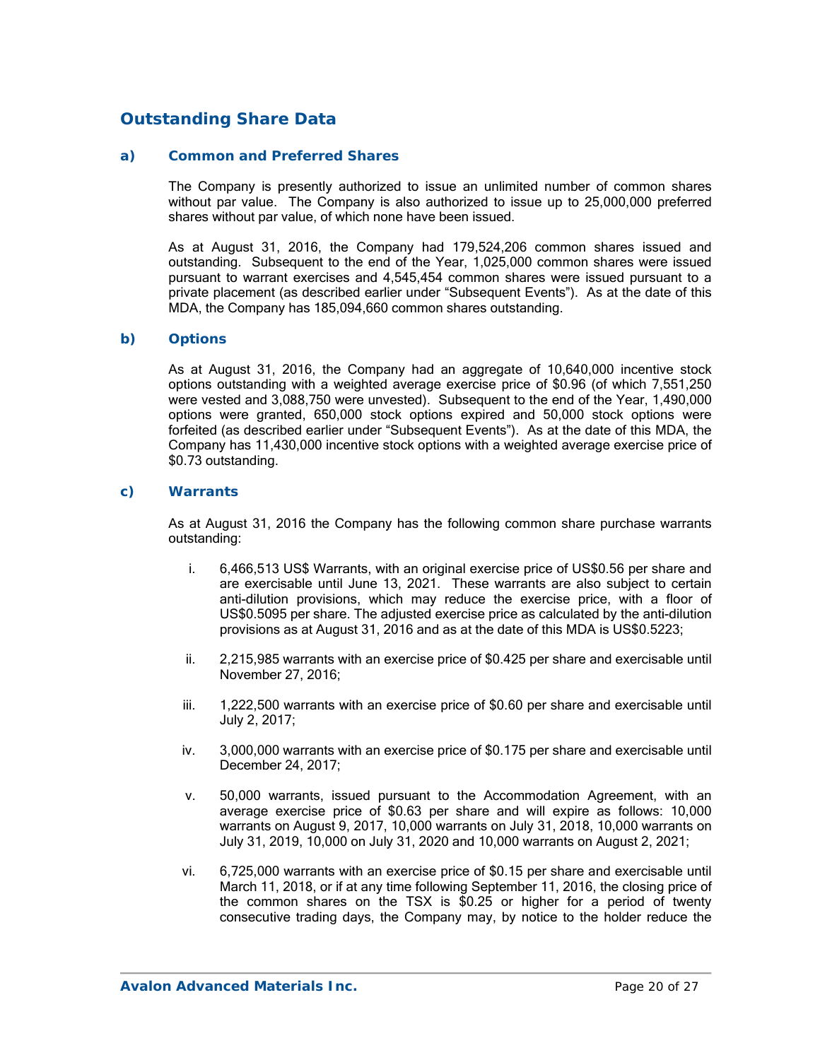## Outstanding Share Data

### a) Common and Preferred Shares

The Company is presently authorized to issue an unlimited number of common shares without par value. The Company is also authorized to issue up to 25,000,000 preferred shares without par value, of which none have been issued.

As at August 31, 2016, the Company had 179,524,206 common shares issued and outstanding. Subsequent to the end of the Year, 1,025,000 common shares were issued pursuant to warrant exercises and 4,545,454 common shares were issued pursuant to a private placement (as described earlier under "Subsequent Events"). As at the date of this MDA, the Company has 185,094,660 common shares outstanding.

### b) Options

As at August 31, 2016, the Company had an aggregate of 10,640,000 incentive stock options outstanding with a weighted average exercise price of $0.96 (of which 7,551,250 were vested and 3,088,750 were unvested). Subsequent to the end of the Year, 1,490,000 options were granted, 650,000 stock options expired and 50,000 stock options were forfeited (as described earlier under "Subsequent Events"). As at the date of this MDA, the Company has 11,430,000 incentive stock options with a weighted average exercise price of $0.73 outstanding.

### c) Warrants

As at August 31, 2016 the Company has the following common share purchase warrants outstanding:

i. 6,466,513 US$ Warrants, with an original exercise price of US$0.56 per share and are exercisable until June 13, 2021. These warrants are also subject to certain anti-dilution provisions, which may reduce the exercise price, with a floor of US$0.5095 per share. The adjusted exercise price as calculated by the anti-dilution provisions as at August 31, 2016 and as at the date of this MDA is US$0.5223;

ii. 2,215,985 warrants with an exercise price of $0.425 per share and exercisable until November 27, 2016;

iii. 1,222,500 warrants with an exercise price of $0.60 per share and exercisable until July 2, 2017;

iv. 3,000,000 warrants with an exercise price of $0.175 per share and exercisable until December 24, 2017;

v. 50,000 warrants, issued pursuant to the Accommodation Agreement, with an average exercise price of $0.63 per share and will expire as follows: 10,000 warrants on August 9, 2017, 10,000 warrants on July 31, 2018, 10,000 warrants on July 31, 2019, 10,000 on July 31, 2020 and 10,000 warrants on August 2, 2021;

vi. 6,725,000 warrants with an exercise price of $0.15 per share and exercisable until March 11, 2018, or if at any time following September 11, 2016, the closing price of the common shares on the TSX is $0.25 or higher for a period of twenty consecutive trading days, the Company may, by notice to the holder reduce the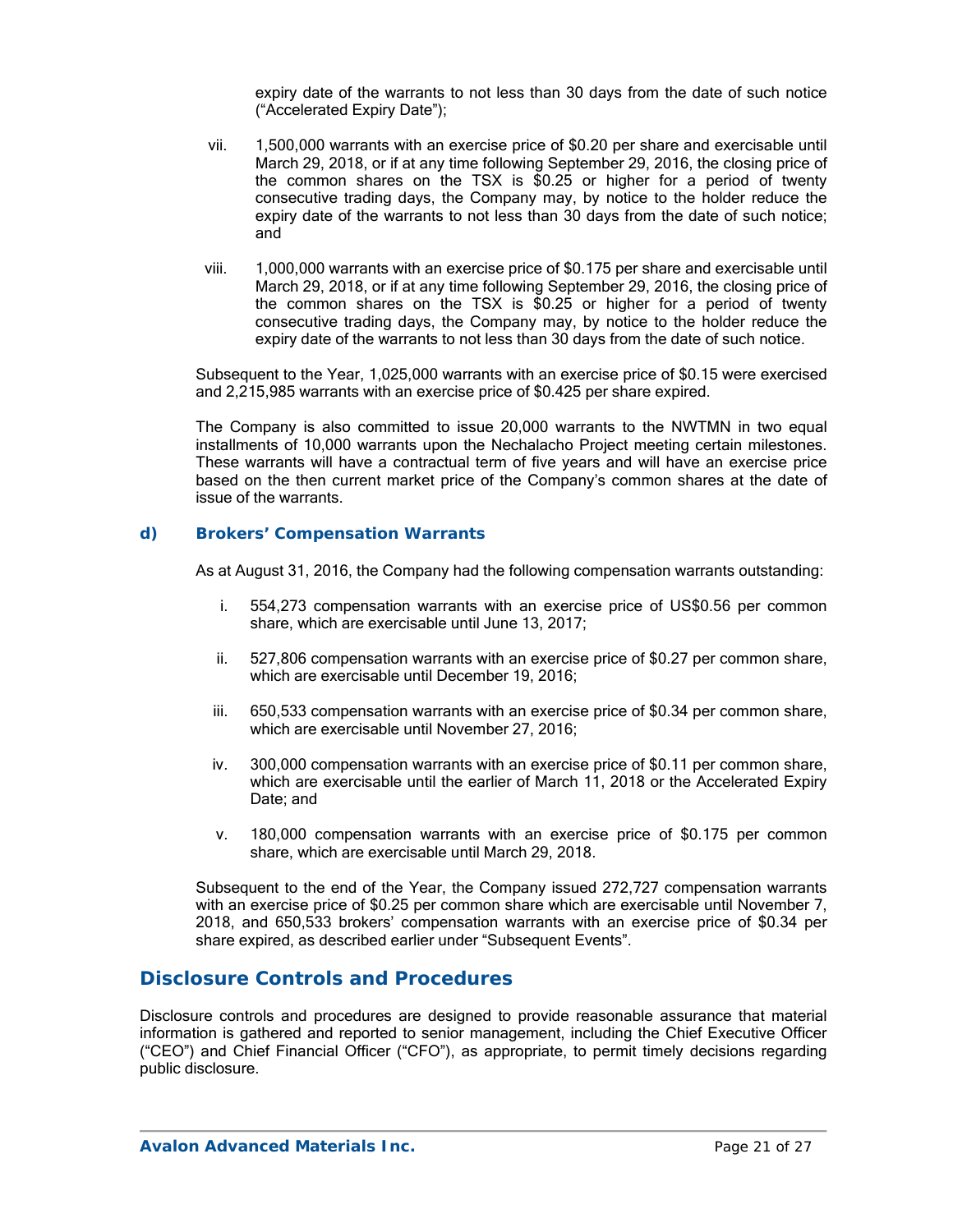expiry date of the warrants to not less than 30 days from the date of such notice ("Accelerated Expiry Date");

vii. 1,500,000 warrants with an exercise price of $0.20 per share and exercisable until March 29, 2018, or if at any time following September 29, 2016, the closing price of the common shares on the TSX is $0.25 or higher for a period of twenty consecutive trading days, the Company may, by notice to the holder reduce the expiry date of the warrants to not less than 30 days from the date of such notice; and

viii. 1,000,000 warrants with an exercise price of $0.175 per share and exercisable until March 29, 2018, or if at any time following September 29, 2016, the closing price of the common shares on the TSX is $0.25 or higher for a period of twenty consecutive trading days, the Company may, by notice to the holder reduce the expiry date of the warrants to not less than 30 days from the date of such notice.

Subsequent to the Year, 1,025,000 warrants with an exercise price of $0.15 were exercised and 2,215,985 warrants with an exercise price of $0.425 per share expired.

The Company is also committed to issue 20,000 warrants to the NWTMN in two equal installments of 10,000 warrants upon the Nechalacho Project meeting certain milestones. These warrants will have a contractual term of five years and will have an exercise price based on the then current market price of the Company's common shares at the date of issue of the warrants.

### d) Brokers' Compensation Warrants

As at August 31, 2016, the Company had the following compensation warrants outstanding:

i. 554,273 compensation warrants with an exercise price of US$0.56 per common share, which are exercisable until June 13, 2017;

ii. 527,806 compensation warrants with an exercise price of $0.27 per common share, which are exercisable until December 19, 2016;

iii. 650,533 compensation warrants with an exercise price of $0.34 per common share, which are exercisable until November 27, 2016;

iv. 300,000 compensation warrants with an exercise price of $0.11 per common share, which are exercisable until the earlier of March 11, 2018 or the Accelerated Expiry Date; and

v. 180,000 compensation warrants with an exercise price of $0.175 per common share, which are exercisable until March 29, 2018.

Subsequent to the end of the Year, the Company issued 272,727 compensation warrants with an exercise price of $0.25 per common share which are exercisable until November 7, 2018, and 650,533 brokers' compensation warrants with an exercise price of $0.34 per share expired, as described earlier under "Subsequent Events".

## Disclosure Controls and Procedures

Disclosure controls and procedures are designed to provide reasonable assurance that material information is gathered and reported to senior management, including the Chief Executive Officer ("CEO") and Chief Financial Officer ("CFO"), as appropriate, to permit timely decisions regarding public disclosure.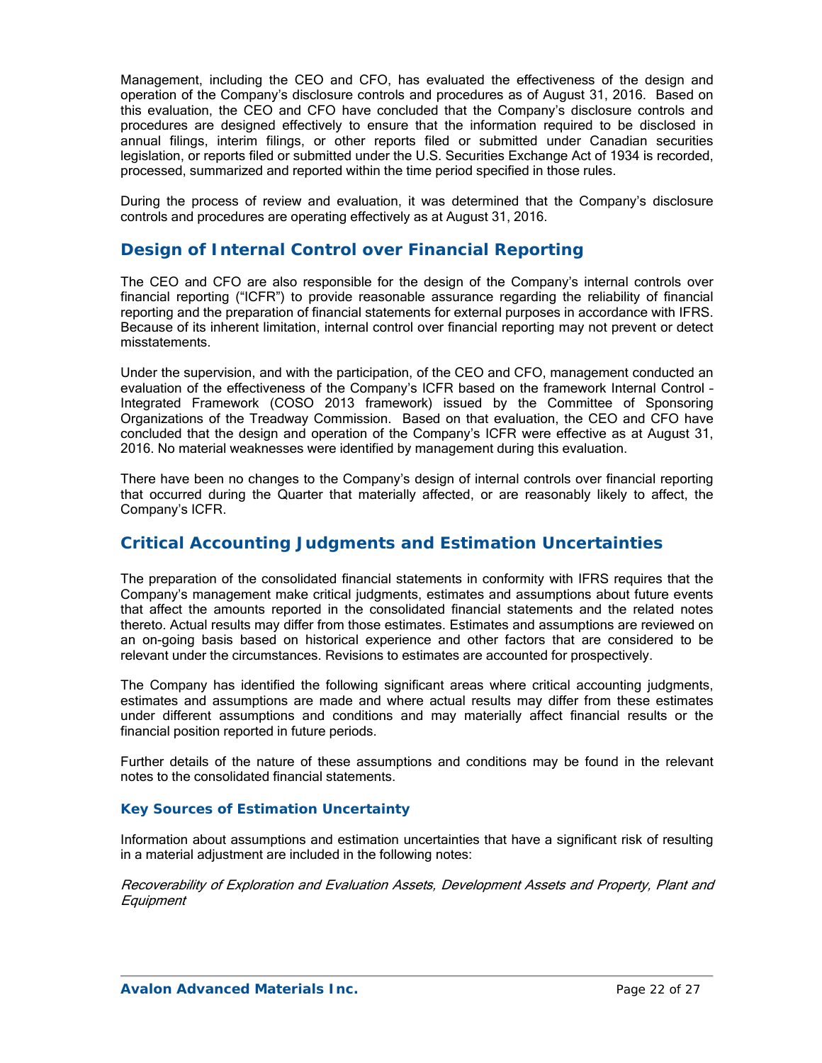Management, including the CEO and CFO, has evaluated the effectiveness of the design and operation of the Company's disclosure controls and procedures as of August 31, 2016. Based on this evaluation, the CEO and CFO have concluded that the Company's disclosure controls and procedures are designed effectively to ensure that the information required to be disclosed in annual filings, interim filings, or other reports filed or submitted under Canadian securities legislation, or reports filed or submitted under the U.S. Securities Exchange Act of 1934 is recorded, processed, summarized and reported within the time period specified in those rules.

During the process of review and evaluation, it was determined that the Company's disclosure controls and procedures are operating effectively as at August 31, 2016.

## Design of Internal Control over Financial Reporting

The CEO and CFO are also responsible for the design of the Company's internal controls over financial reporting ("ICFR") to provide reasonable assurance regarding the reliability of financial reporting and the preparation of financial statements for external purposes in accordance with IFRS. Because of its inherent limitation, internal control over financial reporting may not prevent or detect misstatements.

Under the supervision, and with the participation, of the CEO and CFO, management conducted an evaluation of the effectiveness of the Company's ICFR based on the framework Internal Control – Integrated Framework (COSO 2013 framework) issued by the Committee of Sponsoring Organizations of the Treadway Commission. Based on that evaluation, the CEO and CFO have concluded that the design and operation of the Company's ICFR were effective as at August 31, 2016. No material weaknesses were identified by management during this evaluation.

There have been no changes to the Company's design of internal controls over financial reporting that occurred during the Quarter that materially affected, or are reasonably likely to affect, the Company's ICFR.

## Critical Accounting Judgments and Estimation Uncertainties

The preparation of the consolidated financial statements in conformity with IFRS requires that the Company's management make critical judgments, estimates and assumptions about future events that affect the amounts reported in the consolidated financial statements and the related notes thereto. Actual results may differ from those estimates. Estimates and assumptions are reviewed on an on-going basis based on historical experience and other factors that are considered to be relevant under the circumstances. Revisions to estimates are accounted for prospectively.

The Company has identified the following significant areas where critical accounting judgments, estimates and assumptions are made and where actual results may differ from these estimates under different assumptions and conditions and may materially affect financial results or the financial position reported in future periods.

Further details of the nature of these assumptions and conditions may be found in the relevant notes to the consolidated financial statements.

### Key Sources of Estimation Uncertainty

Information about assumptions and estimation uncertainties that have a significant risk of resulting in a material adjustment are included in the following notes:

*Recoverability of Exploration and Evaluation Assets, Development Assets and Property, Plant and Equipment*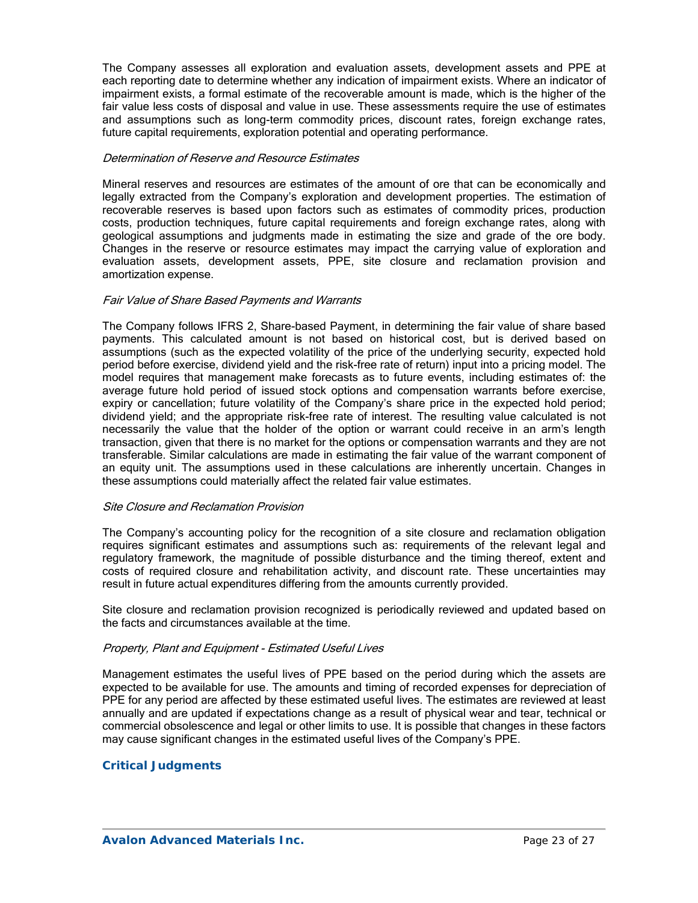The Company assesses all exploration and evaluation assets, development assets and PPE at each reporting date to determine whether any indication of impairment exists. Where an indicator of impairment exists, a formal estimate of the recoverable amount is made, which is the higher of the fair value less costs of disposal and value in use. These assessments require the use of estimates and assumptions such as long-term commodity prices, discount rates, foreign exchange rates, future capital requirements, exploration potential and operating performance.

*Determination of Reserve and Resource Estimates*

Mineral reserves and resources are estimates of the amount of ore that can be economically and legally extracted from the Company's exploration and development properties. The estimation of recoverable reserves is based upon factors such as estimates of commodity prices, production costs, production techniques, future capital requirements and foreign exchange rates, along with geological assumptions and judgments made in estimating the size and grade of the ore body. Changes in the reserve or resource estimates may impact the carrying value of exploration and evaluation assets, development assets, PPE, site closure and reclamation provision and amortization expense.

*Fair Value of Share Based Payments and Warrants*

The Company follows IFRS 2, Share-based Payment, in determining the fair value of share based payments. This calculated amount is not based on historical cost, but is derived based on assumptions (such as the expected volatility of the price of the underlying security, expected hold period before exercise, dividend yield and the risk-free rate of return) input into a pricing model. The model requires that management make forecasts as to future events, including estimates of: the average future hold period of issued stock options and compensation warrants before exercise, expiry or cancellation; future volatility of the Company's share price in the expected hold period; dividend yield; and the appropriate risk-free rate of interest. The resulting value calculated is not necessarily the value that the holder of the option or warrant could receive in an arm's length transaction, given that there is no market for the options or compensation warrants and they are not transferable. Similar calculations are made in estimating the fair value of the warrant component of an equity unit. The assumptions used in these calculations are inherently uncertain. Changes in these assumptions could materially affect the related fair value estimates.

*Site Closure and Reclamation Provision*

The Company's accounting policy for the recognition of a site closure and reclamation obligation requires significant estimates and assumptions such as: requirements of the relevant legal and regulatory framework, the magnitude of possible disturbance and the timing thereof, extent and costs of required closure and rehabilitation activity, and discount rate. These uncertainties may result in future actual expenditures differing from the amounts currently provided.

Site closure and reclamation provision recognized is periodically reviewed and updated based on the facts and circumstances available at the time.

*Property, Plant and Equipment - Estimated Useful Lives*

Management estimates the useful lives of PPE based on the period during which the assets are expected to be available for use. The amounts and timing of recorded expenses for depreciation of PPE for any period are affected by these estimated useful lives. The estimates are reviewed at least annually and are updated if expectations change as a result of physical wear and tear, technical or commercial obsolescence and legal or other limits to use. It is possible that changes in these factors may cause significant changes in the estimated useful lives of the Company's PPE.

## Critical Judgments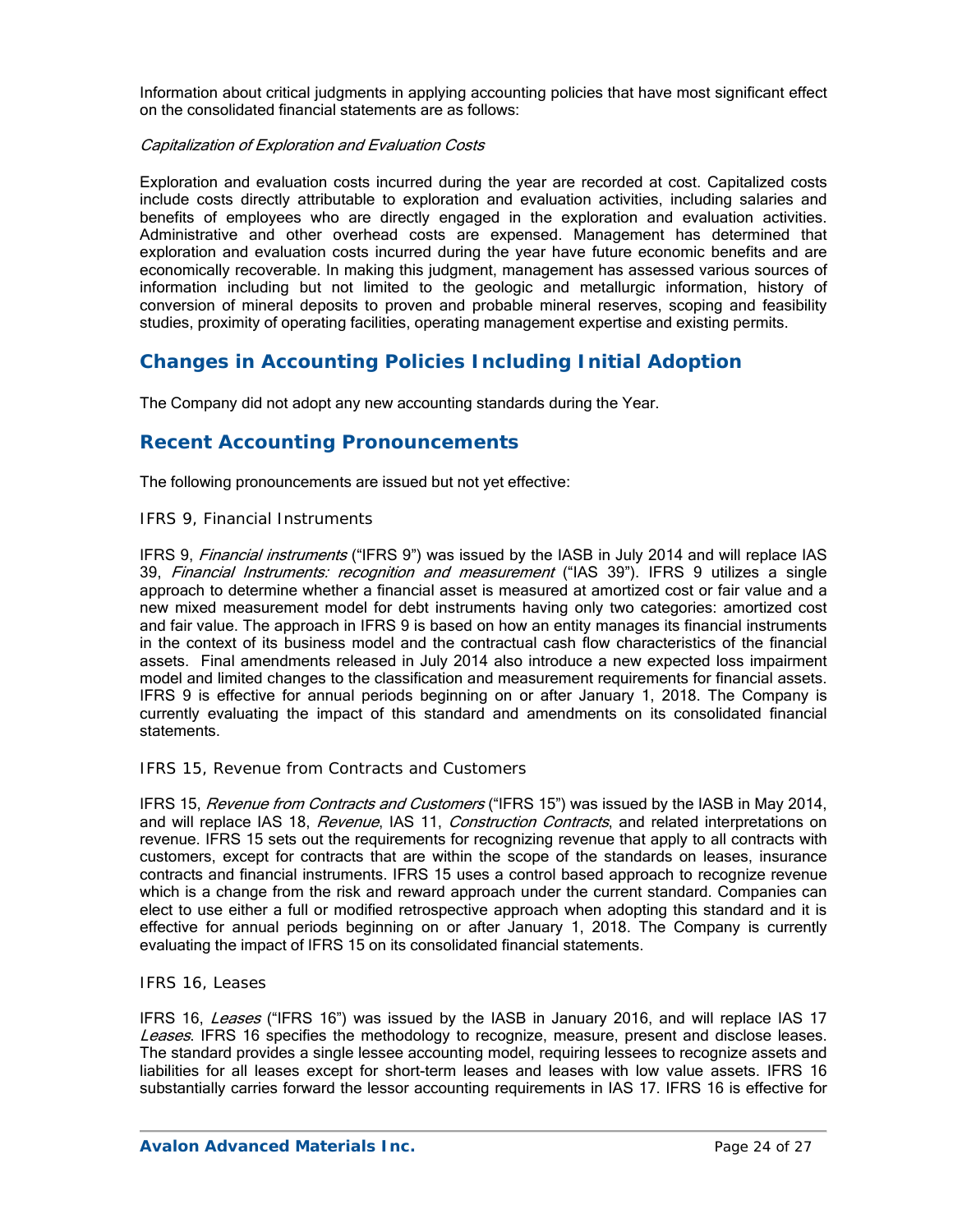Information about critical judgments in applying accounting policies that have most significant effect on the consolidated financial statements are as follows:

*Capitalization of Exploration and Evaluation Costs*

Exploration and evaluation costs incurred during the year are recorded at cost. Capitalized costs include costs directly attributable to exploration and evaluation activities, including salaries and benefits of employees who are directly engaged in the exploration and evaluation activities. Administrative and other overhead costs are expensed. Management has determined that exploration and evaluation costs incurred during the year have future economic benefits and are economically recoverable. In making this judgment, management has assessed various sources of information including but not limited to the geologic and metallurgic information, history of conversion of mineral deposits to proven and probable mineral reserves, scoping and feasibility studies, proximity of operating facilities, operating management expertise and existing permits.

## Changes in Accounting Policies Including Initial Adoption

The Company did not adopt any new accounting standards during the Year.

## Recent Accounting Pronouncements

The following pronouncements are issued but not yet effective:

### IFRS 9, Financial Instruments

IFRS 9, *Financial instruments* ("IFRS 9") was issued by the IASB in July 2014 and will replace IAS 39, *Financial Instruments: recognition and measurement* ("IAS 39"). IFRS 9 utilizes a single approach to determine whether a financial asset is measured at amortized cost or fair value and a new mixed measurement model for debt instruments having only two categories: amortized cost and fair value. The approach in IFRS 9 is based on how an entity manages its financial instruments in the context of its business model and the contractual cash flow characteristics of the financial assets. Final amendments released in July 2014 also introduce a new expected loss impairment model and limited changes to the classification and measurement requirements for financial assets. IFRS 9 is effective for annual periods beginning on or after January 1, 2018. The Company is currently evaluating the impact of this standard and amendments on its consolidated financial statements.

### IFRS 15, Revenue from Contracts and Customers

IFRS 15, *Revenue from Contracts and Customers* ("IFRS 15") was issued by the IASB in May 2014, and will replace IAS 18, *Revenue*, IAS 11, *Construction Contracts*, and related interpretations on revenue. IFRS 15 sets out the requirements for recognizing revenue that apply to all contracts with customers, except for contracts that are within the scope of the standards on leases, insurance contracts and financial instruments. IFRS 15 uses a control based approach to recognize revenue which is a change from the risk and reward approach under the current standard. Companies can elect to use either a full or modified retrospective approach when adopting this standard and it is effective for annual periods beginning on or after January 1, 2018. The Company is currently evaluating the impact of IFRS 15 on its consolidated financial statements.

### IFRS 16, Leases

IFRS 16, *Leases* ("IFRS 16") was issued by the IASB in January 2016, and will replace IAS 17 *Leases*. IFRS 16 specifies the methodology to recognize, measure, present and disclose leases. The standard provides a single lessee accounting model, requiring lessees to recognize assets and liabilities for all leases except for short-term leases and leases with low value assets. IFRS 16 substantially carries forward the lessor accounting requirements in IAS 17. IFRS 16 is effective for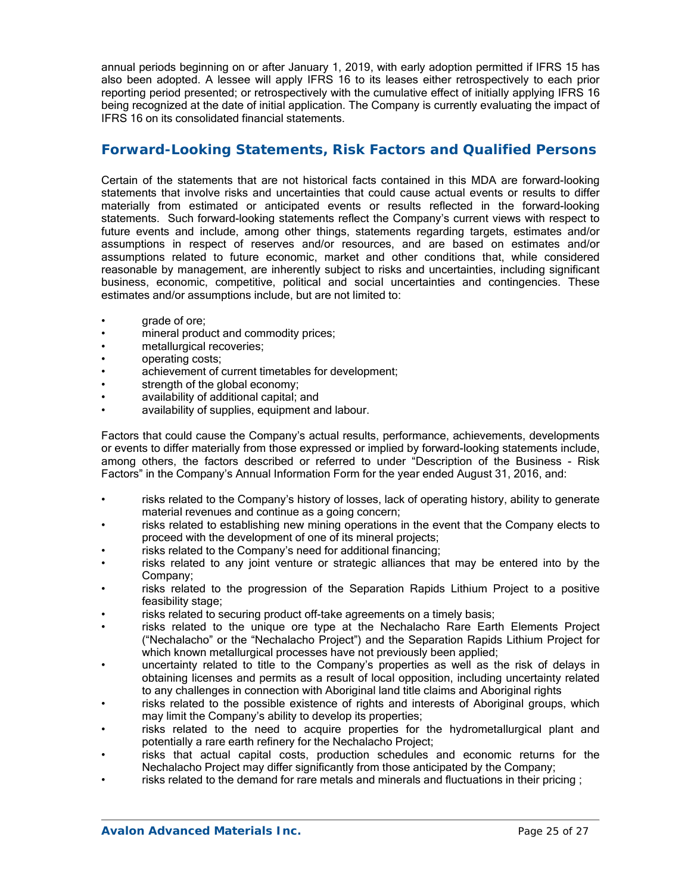annual periods beginning on or after January 1, 2019, with early adoption permitted if IFRS 15 has also been adopted. A lessee will apply IFRS 16 to its leases either retrospectively to each prior reporting period presented; or retrospectively with the cumulative effect of initially applying IFRS 16 being recognized at the date of initial application. The Company is currently evaluating the impact of IFRS 16 on its consolidated financial statements.

## Forward-Looking Statements, Risk Factors and Qualified Persons

Certain of the statements that are not historical facts contained in this MDA are forward-looking statements that involve risks and uncertainties that could cause actual events or results to differ materially from estimated or anticipated events or results reflected in the forward-looking statements. Such forward-looking statements reflect the Company's current views with respect to future events and include, among other things, statements regarding targets, estimates and/or assumptions in respect of reserves and/or resources, and are based on estimates and/or assumptions related to future economic, market and other conditions that, while considered reasonable by management, are inherently subject to risks and uncertainties, including significant business, economic, competitive, political and social uncertainties and contingencies. These estimates and/or assumptions include, but are not limited to:

- grade of ore;
- mineral product and commodity prices;
- metallurgical recoveries;
- operating costs;
- achievement of current timetables for development;
- strength of the global economy;
- availability of additional capital; and
- availability of supplies, equipment and labour.

Factors that could cause the Company's actual results, performance, achievements, developments or events to differ materially from those expressed or implied by forward-looking statements include, among others, the factors described or referred to under "Description of the Business - Risk Factors" in the Company's Annual Information Form for the year ended August 31, 2016, and:

- risks related to the Company's history of losses, lack of operating history, ability to generate material revenues and continue as a going concern;
- risks related to establishing new mining operations in the event that the Company elects to proceed with the development of one of its mineral projects;
- risks related to the Company's need for additional financing;
- risks related to any joint venture or strategic alliances that may be entered into by the Company;
- risks related to the progression of the Separation Rapids Lithium Project to a positive feasibility stage;
- risks related to securing product off-take agreements on a timely basis;
- risks related to the unique ore type at the Nechalacho Rare Earth Elements Project ("Nechalacho" or the "Nechalacho Project") and the Separation Rapids Lithium Project for which known metallurgical processes have not previously been applied;
- uncertainty related to title to the Company's properties as well as the risk of delays in obtaining licenses and permits as a result of local opposition, including uncertainty related to any challenges in connection with Aboriginal land title claims and Aboriginal rights
- risks related to the possible existence of rights and interests of Aboriginal groups, which may limit the Company's ability to develop its properties;
- risks related to the need to acquire properties for the hydrometallurgical plant and potentially a rare earth refinery for the Nechalacho Project;
- risks that actual capital costs, production schedules and economic returns for the Nechalacho Project may differ significantly from those anticipated by the Company;
- risks related to the demand for rare metals and minerals and fluctuations in their pricing ;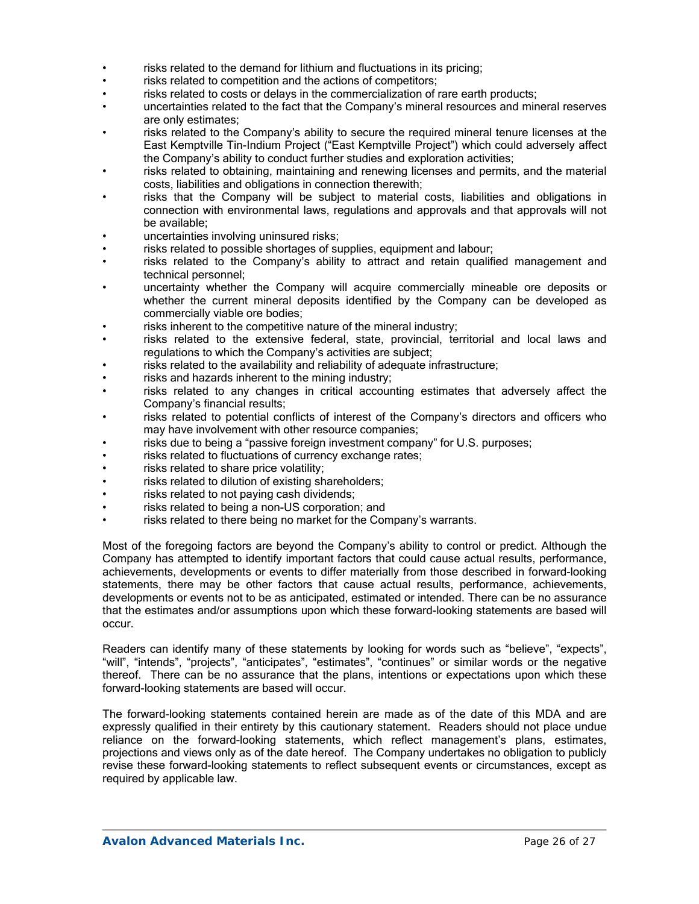- risks related to the demand for lithium and fluctuations in its pricing;
- risks related to competition and the actions of competitors;
- risks related to costs or delays in the commercialization of rare earth products;
- uncertainties related to the fact that the Company's mineral resources and mineral reserves are only estimates;
- risks related to the Company's ability to secure the required mineral tenure licenses at the East Kemptville Tin-Indium Project ("East Kemptville Project") which could adversely affect the Company's ability to conduct further studies and exploration activities;
- risks related to obtaining, maintaining and renewing licenses and permits, and the material costs, liabilities and obligations in connection therewith;
- risks that the Company will be subject to material costs, liabilities and obligations in connection with environmental laws, regulations and approvals and that approvals will not be available;
- uncertainties involving uninsured risks;
- risks related to possible shortages of supplies, equipment and labour;
- risks related to the Company's ability to attract and retain qualified management and technical personnel;
- uncertainty whether the Company will acquire commercially mineable ore deposits or whether the current mineral deposits identified by the Company can be developed as commercially viable ore bodies;
- risks inherent to the competitive nature of the mineral industry;
- risks related to the extensive federal, state, provincial, territorial and local laws and regulations to which the Company's activities are subject;
- risks related to the availability and reliability of adequate infrastructure;
- risks and hazards inherent to the mining industry;
- risks related to any changes in critical accounting estimates that adversely affect the Company's financial results;
- risks related to potential conflicts of interest of the Company's directors and officers who may have involvement with other resource companies;
- risks due to being a "passive foreign investment company" for U.S. purposes;
- risks related to fluctuations of currency exchange rates;
- risks related to share price volatility;
- risks related to dilution of existing shareholders;
- risks related to not paying cash dividends;
- risks related to being a non-US corporation; and
- risks related to there being no market for the Company's warrants.

Most of the foregoing factors are beyond the Company's ability to control or predict. Although the Company has attempted to identify important factors that could cause actual results, performance, achievements, developments or events to differ materially from those described in forward-looking statements, there may be other factors that cause actual results, performance, achievements, developments or events not to be as anticipated, estimated or intended. There can be no assurance that the estimates and/or assumptions upon which these forward-looking statements are based will occur.

Readers can identify many of these statements by looking for words such as "believe", "expects", "will", "intends", "projects", "anticipates", "estimates", "continues" or similar words or the negative thereof. There can be no assurance that the plans, intentions or expectations upon which these forward-looking statements are based will occur.

The forward-looking statements contained herein are made as of the date of this MDA and are expressly qualified in their entirety by this cautionary statement. Readers should not place undue reliance on the forward-looking statements, which reflect management's plans, estimates, projections and views only as of the date hereof. The Company undertakes no obligation to publicly revise these forward-looking statements to reflect subsequent events or circumstances, except as required by applicable law.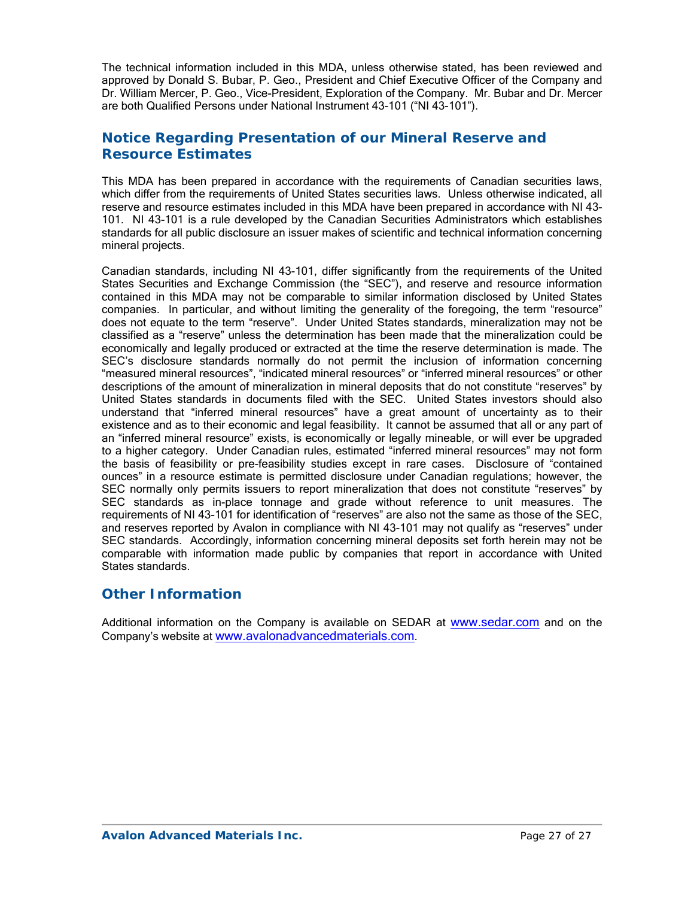The technical information included in this MDA, unless otherwise stated, has been reviewed and approved by Donald S. Bubar, P. Geo., President and Chief Executive Officer of the Company and Dr. William Mercer, P. Geo., Vice-President, Exploration of the Company. Mr. Bubar and Dr. Mercer are both Qualified Persons under National Instrument 43-101 ("NI 43-101").

## Notice Regarding Presentation of our Mineral Reserve and Resource Estimates

This MDA has been prepared in accordance with the requirements of Canadian securities laws, which differ from the requirements of United States securities laws. Unless otherwise indicated, all reserve and resource estimates included in this MDA have been prepared in accordance with NI 43-101. NI 43-101 is a rule developed by the Canadian Securities Administrators which establishes standards for all public disclosure an issuer makes of scientific and technical information concerning mineral projects.

Canadian standards, including NI 43-101, differ significantly from the requirements of the United States Securities and Exchange Commission (the "SEC"), and reserve and resource information contained in this MDA may not be comparable to similar information disclosed by United States companies. In particular, and without limiting the generality of the foregoing, the term "resource" does not equate to the term "reserve". Under United States standards, mineralization may not be classified as a "reserve" unless the determination has been made that the mineralization could be economically and legally produced or extracted at the time the reserve determination is made. The SEC's disclosure standards normally do not permit the inclusion of information concerning "measured mineral resources", "indicated mineral resources" or "inferred mineral resources" or other descriptions of the amount of mineralization in mineral deposits that do not constitute "reserves" by United States standards in documents filed with the SEC. United States investors should also understand that "inferred mineral resources" have a great amount of uncertainty as to their existence and as to their economic and legal feasibility. It cannot be assumed that all or any part of an "inferred mineral resource" exists, is economically or legally mineable, or will ever be upgraded to a higher category. Under Canadian rules, estimated "inferred mineral resources" may not form the basis of feasibility or pre-feasibility studies except in rare cases. Disclosure of "contained ounces" in a resource estimate is permitted disclosure under Canadian regulations; however, the SEC normally only permits issuers to report mineralization that does not constitute "reserves" by SEC standards as in-place tonnage and grade without reference to unit measures. The requirements of NI 43-101 for identification of "reserves" are also not the same as those of the SEC, and reserves reported by Avalon in compliance with NI 43-101 may not qualify as "reserves" under SEC standards. Accordingly, information concerning mineral deposits set forth herein may not be comparable with information made public by companies that report in accordance with United States standards.

## Other Information

Additional information on the Company is available on SEDAR at www.sedar.com and on the Company's website at www.avalonadvancedmaterials.com.